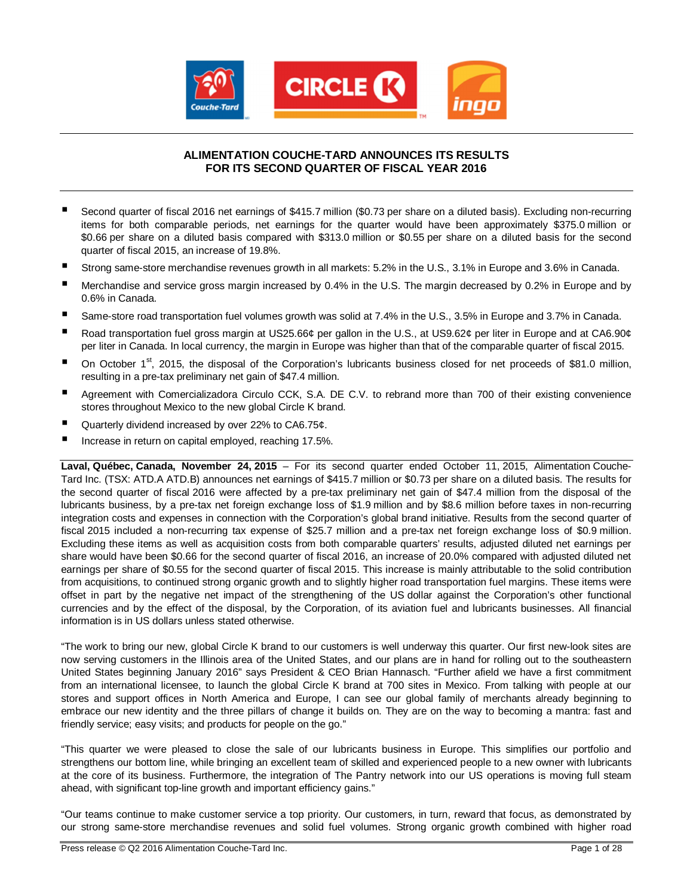# ALIMENTATION COUCHE-TARD ANNOUNCES ITS RESULTS FOR ITS SECOND QUARTER OF FISCAL YEAR 2016

- Second quarter of fiscal 2016 net earnings of $415.7 million ($0.73 per share on a diluted basis). Excluding non-recurring items for both comparable periods, net earnings for the quarter would have been approximately $375.0 million or $0.66 per share on a diluted basis compared with $313.0 million or $0.55 per share on a diluted basis for the second quarter of fiscal 2015, an increase of 19.8%.
- Strong same-store merchandise revenues growth in all markets: 5.2% in the U.S., 3.1% in Europe and 3.6% in Canada.
- Merchandise and service gross margin increased by 0.4% in the U.S. The margin decreased by 0.2% in Europe and by 0.6% in Canada.
- Same-store road transportation fuel volumes growth was solid at 7.4% in the U.S., 3.5% in Europe and 3.7% in Canada.
- Road transportation fuel gross margin at US25.66¢ per gallon in the U.S., at US9.62¢ per liter in Europe and at CA6.90¢ per liter in Canada. In local currency, the margin in Europe was higher than that of the comparable quarter of fiscal 2015.
- On October 1st, 2015, the disposal of the Corporation's lubricants business closed for net proceeds of $81.0 million, resulting in a pre-tax preliminary net gain of $47.4 million.
- Agreement with Comercializadora Circulo CCK, S.A. DE C.V. to rebrand more than 700 of their existing convenience stores throughout Mexico to the new global Circle K brand.
- Quarterly dividend increased by over 22% to CA6.75¢.
- Increase in return on capital employed, reaching 17.5%.

**Laval, Québec, Canada, November 24, 2015** – For its second quarter ended October 11, 2015, Alimentation Couche-Tard Inc. (TSX: ATD.A ATD.B) announces net earnings of $415.7 million or $0.73 per share on a diluted basis. The results for the second quarter of fiscal 2016 were affected by a pre-tax preliminary net gain of $47.4 million from the disposal of the lubricants business, by a pre-tax net foreign exchange loss of $1.9 million and by $8.6 million before taxes in non-recurring integration costs and expenses in connection with the Corporation's global brand initiative. Results from the second quarter of fiscal 2015 included a non-recurring tax expense of $25.7 million and a pre-tax net foreign exchange loss of $0.9 million. Excluding these items as well as acquisition costs from both comparable quarters' results, adjusted diluted net earnings per share would have been $0.66 for the second quarter of fiscal 2016, an increase of 20.0% compared with adjusted diluted net earnings per share of $0.55 for the second quarter of fiscal 2015. This increase is mainly attributable to the solid contribution from acquisitions, to continued strong organic growth and to slightly higher road transportation fuel margins. These items were offset in part by the negative net impact of the strengthening of the US dollar against the Corporation's other functional currencies and by the effect of the disposal, by the Corporation, of its aviation fuel and lubricants businesses. All financial information is in US dollars unless stated otherwise.

"The work to bring our new, global Circle K brand to our customers is well underway this quarter. Our first new-look sites are now serving customers in the Illinois area of the United States, and our plans are in hand for rolling out to the southeastern United States beginning January 2016" says President & CEO Brian Hannasch. "Further afield we have a first commitment from an international licensee, to launch the global Circle K brand at 700 sites in Mexico. From talking with people at our stores and support offices in North America and Europe, I can see our global family of merchants already beginning to embrace our new identity and the three pillars of change it builds on. They are on the way to becoming a mantra: fast and friendly service; easy visits; and products for people on the go."

"This quarter we were pleased to close the sale of our lubricants business in Europe. This simplifies our portfolio and strengthens our bottom line, while bringing an excellent team of skilled and experienced people to a new owner with lubricants at the core of its business. Furthermore, the integration of The Pantry network into our US operations is moving full steam ahead, with significant top-line growth and important efficiency gains."

"Our teams continue to make customer service a top priority. Our customers, in turn, reward that focus, as demonstrated by our strong same-store merchandise revenues and solid fuel volumes. Strong organic growth combined with higher road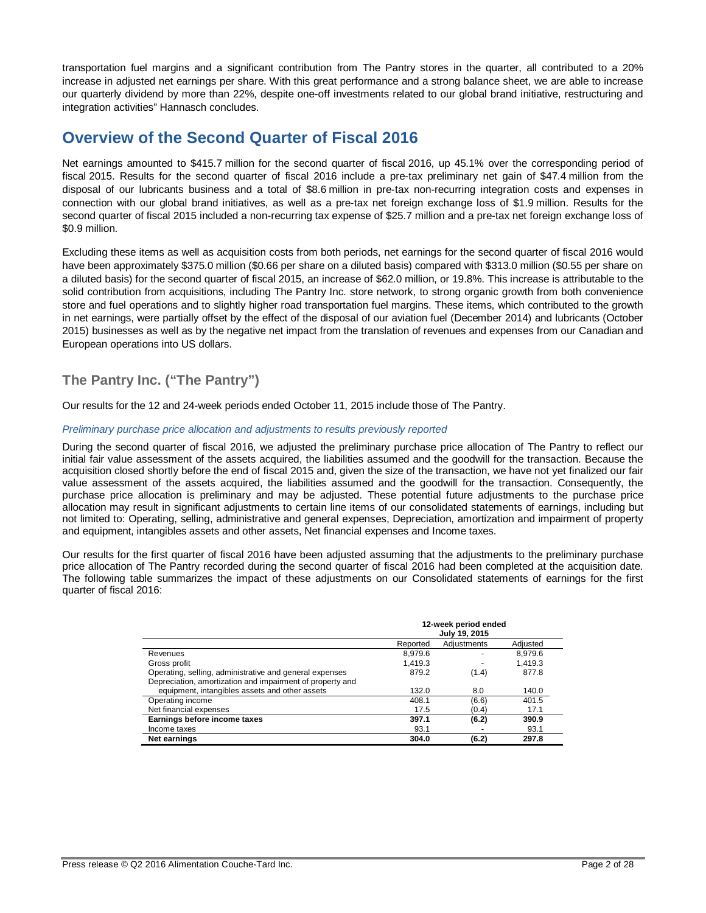transportation fuel margins and a significant contribution from The Pantry stores in the quarter, all contributed to a 20% increase in adjusted net earnings per share. With this great performance and a strong balance sheet, we are able to increase our quarterly dividend by more than 22%, despite one-off investments related to our global brand initiative, restructuring and integration activities" Hannasch concludes.

## Overview of the Second Quarter of Fiscal 2016

Net earnings amounted to $415.7 million for the second quarter of fiscal 2016, up 45.1% over the corresponding period of fiscal 2015. Results for the second quarter of fiscal 2016 include a pre-tax preliminary net gain of $47.4 million from the disposal of our lubricants business and a total of $8.6 million in pre-tax non-recurring integration costs and expenses in connection with our global brand initiatives, as well as a pre-tax net foreign exchange loss of $1.9 million. Results for the second quarter of fiscal 2015 included a non-recurring tax expense of $25.7 million and a pre-tax net foreign exchange loss of $0.9 million.

Excluding these items as well as acquisition costs from both periods, net earnings for the second quarter of fiscal 2016 would have been approximately $375.0 million ($0.66 per share on a diluted basis) compared with $313.0 million ($0.55 per share on a diluted basis) for the second quarter of fiscal 2015, an increase of $62.0 million, or 19.8%. This increase is attributable to the solid contribution from acquisitions, including The Pantry Inc. store network, to strong organic growth from both convenience store and fuel operations and to slightly higher road transportation fuel margins. These items, which contributed to the growth in net earnings, were partially offset by the effect of the disposal of our aviation fuel (December 2014) and lubricants (October 2015) businesses as well as by the negative net impact from the translation of revenues and expenses from our Canadian and European operations into US dollars.

### The Pantry Inc. ("The Pantry")

Our results for the 12 and 24-week periods ended October 11, 2015 include those of The Pantry.

*Preliminary purchase price allocation and adjustments to results previously reported*

During the second quarter of fiscal 2016, we adjusted the preliminary purchase price allocation of The Pantry to reflect our initial fair value assessment of the assets acquired, the liabilities assumed and the goodwill for the transaction. Because the acquisition closed shortly before the end of fiscal 2015 and, given the size of the transaction, we have not yet finalized our fair value assessment of the assets acquired, the liabilities assumed and the goodwill for the transaction. Consequently, the purchase price allocation is preliminary and may be adjusted. These potential future adjustments to the purchase price allocation may result in significant adjustments to certain line items of our consolidated statements of earnings, including but not limited to: Operating, selling, administrative and general expenses, Depreciation, amortization and impairment of property and equipment, intangibles assets and other assets, Net financial expenses and Income taxes.

Our results for the first quarter of fiscal 2016 have been adjusted assuming that the adjustments to the preliminary purchase price allocation of The Pantry recorded during the second quarter of fiscal 2016 had been completed at the acquisition date. The following table summarizes the impact of these adjustments on our Consolidated statements of earnings for the first quarter of fiscal 2016:

| | 12-week period ended July 19, 2015 | | |
|---|---|---|---|
| | Reported | Adjustments | Adjusted |
| Revenues | 8,979.6 | - | 8,979.6 |
| Gross profit | 1,419.3 | - | 1,419.3 |
| Operating, selling, administrative and general expenses | 879.2 | (1.4) | 877.8 |
| Depreciation, amortization and impairment of property and equipment, intangibles assets and other assets | 132.0 | 8.0 | 140.0 |
| Operating income | 408.1 | (6.6) | 401.5 |
| Net financial expenses | 17.5 | (0.4) | 17.1 |
| **Earnings before income taxes** | **397.1** | **(6.2)** | **390.9** |
| Income taxes | 93.1 | - | 93.1 |
| **Net earnings** | **304.0** | **(6.2)** | **297.8** |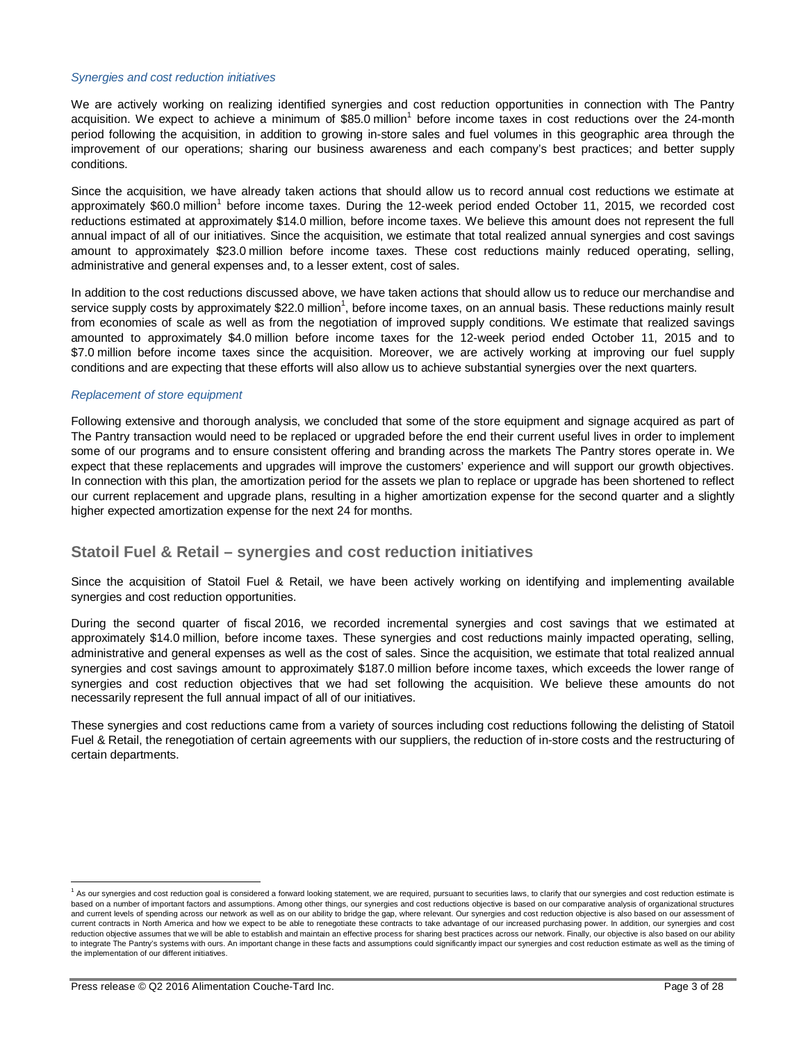*Synergies and cost reduction initiatives*

We are actively working on realizing identified synergies and cost reduction opportunities in connection with The Pantry acquisition. We expect to achieve a minimum of $85.0 million[1] before income taxes in cost reductions over the 24-month period following the acquisition, in addition to growing in-store sales and fuel volumes in this geographic area through the improvement of our operations; sharing our business awareness and each company's best practices; and better supply conditions.

Since the acquisition, we have already taken actions that should allow us to record annual cost reductions we estimate at approximately $60.0 million[1] before income taxes. During the 12-week period ended October 11, 2015, we recorded cost reductions estimated at approximately $14.0 million, before income taxes. We believe this amount does not represent the full annual impact of all of our initiatives. Since the acquisition, we estimate that total realized annual synergies and cost savings amount to approximately $23.0 million before income taxes. These cost reductions mainly reduced operating, selling, administrative and general expenses and, to a lesser extent, cost of sales.

In addition to the cost reductions discussed above, we have taken actions that should allow us to reduce our merchandise and service supply costs by approximately $22.0 million[1], before income taxes, on an annual basis. These reductions mainly result from economies of scale as well as from the negotiation of improved supply conditions. We estimate that realized savings amounted to approximately $4.0 million before income taxes for the 12-week period ended October 11, 2015 and to $7.0 million before income taxes since the acquisition. Moreover, we are actively working at improving our fuel supply conditions and are expecting that these efforts will also allow us to achieve substantial synergies over the next quarters.

*Replacement of store equipment*

Following extensive and thorough analysis, we concluded that some of the store equipment and signage acquired as part of The Pantry transaction would need to be replaced or upgraded before the end their current useful lives in order to implement some of our programs and to ensure consistent offering and branding across the markets The Pantry stores operate in. We expect that these replacements and upgrades will improve the customers' experience and will support our growth objectives. In connection with this plan, the amortization period for the assets we plan to replace or upgrade has been shortened to reflect our current replacement and upgrade plans, resulting in a higher amortization expense for the second quarter and a slightly higher expected amortization expense for the next 24 for months.

## Statoil Fuel & Retail – synergies and cost reduction initiatives

Since the acquisition of Statoil Fuel & Retail, we have been actively working on identifying and implementing available synergies and cost reduction opportunities.

During the second quarter of fiscal 2016, we recorded incremental synergies and cost savings that we estimated at approximately $14.0 million, before income taxes. These synergies and cost reductions mainly impacted operating, selling, administrative and general expenses as well as the cost of sales. Since the acquisition, we estimate that total realized annual synergies and cost savings amount to approximately $187.0 million before income taxes, which exceeds the lower range of synergies and cost reduction objectives that we had set following the acquisition. We believe these amounts do not necessarily represent the full annual impact of all of our initiatives.

These synergies and cost reductions came from a variety of sources including cost reductions following the delisting of Statoil Fuel & Retail, the renegotiation of certain agreements with our suppliers, the reduction of in-store costs and the restructuring of certain departments.

---

[1] As our synergies and cost reduction goal is considered a forward looking statement, we are required, pursuant to securities laws, to clarify that our synergies and cost reduction estimate is based on a number of important factors and assumptions. Among other things, our synergies and cost reductions objective is based on our comparative analysis of organizational structures and current levels of spending across our network as well as on our ability to bridge the gap, where relevant. Our synergies and cost reduction objective is based on our assessment of current contracts in North America and how we expect to be able to renegotiate these contracts to take advantage of our increased purchasing power. In addition, our synergies and cost reduction objective assumes that we will be able to establish and maintain an effective process for sharing best practices across our network. Finally, our objective is also based on our ability to integrate The Pantry's systems with ours. An important change in these facts and assumptions could significantly impact our synergies and cost reduction estimate as well as the timing of the implementation of our different initiatives.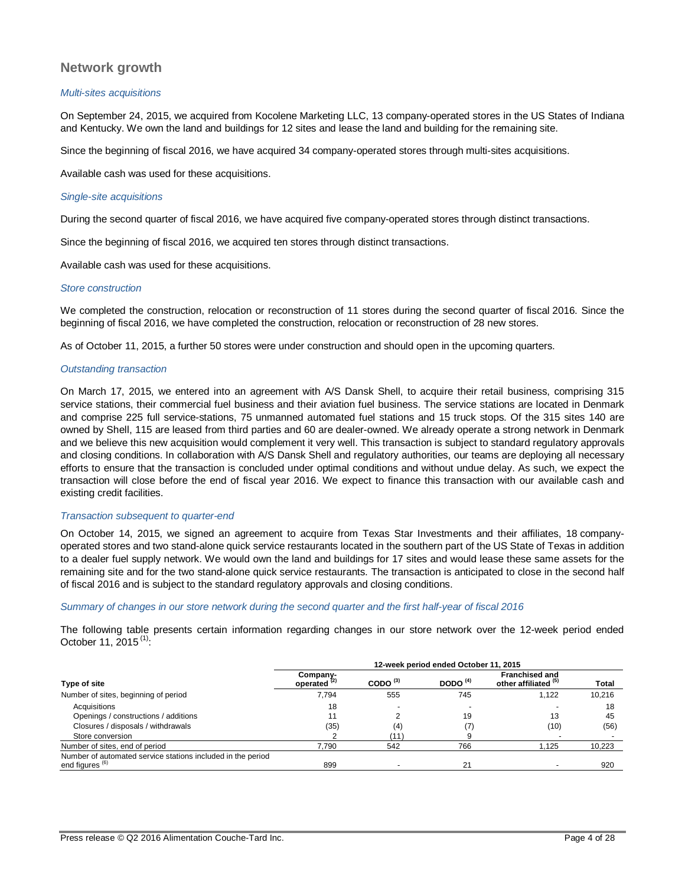## Network growth

*Multi-sites acquisitions*

On September 24, 2015, we acquired from Kocolene Marketing LLC, 13 company-operated stores in the US States of Indiana and Kentucky. We own the land and buildings for 12 sites and lease the land and building for the remaining site.

Since the beginning of fiscal 2016, we have acquired 34 company-operated stores through multi-sites acquisitions.

Available cash was used for these acquisitions.

*Single-site acquisitions*

During the second quarter of fiscal 2016, we have acquired five company-operated stores through distinct transactions.

Since the beginning of fiscal 2016, we acquired ten stores through distinct transactions.

Available cash was used for these acquisitions.

*Store construction*

We completed the construction, relocation or reconstruction of 11 stores during the second quarter of fiscal 2016. Since the beginning of fiscal 2016, we have completed the construction, relocation or reconstruction of 28 new stores.

As of October 11, 2015, a further 50 stores were under construction and should open in the upcoming quarters.

*Outstanding transaction*

On March 17, 2015, we entered into an agreement with A/S Dansk Shell, to acquire their retail business, comprising 315 service stations, their commercial fuel business and their aviation fuel business. The service stations are located in Denmark and comprise 225 full service-stations, 75 unmanned automated fuel stations and 15 truck stops. Of the 315 sites 140 are owned by Shell, 115 are leased from third parties and 60 are dealer-owned. We already operate a strong network in Denmark and we believe this new acquisition would complement it very well. This transaction is subject to standard regulatory approvals and closing conditions. In collaboration with A/S Dansk Shell and regulatory authorities, our teams are deploying all necessary efforts to ensure that the transaction is concluded under optimal conditions and without undue delay. As such, we expect the transaction will close before the end of fiscal year 2016. We expect to finance this transaction with our available cash and existing credit facilities.

*Transaction subsequent to quarter-end*

On October 14, 2015, we signed an agreement to acquire from Texas Star Investments and their affiliates, 18 company-operated stores and two stand-alone quick service restaurants located in the southern part of the US State of Texas in addition to a dealer fuel supply network. We would own the land and buildings for 17 sites and would lease these same assets for the remaining site and for the two stand-alone quick service restaurants. The transaction is anticipated to close in the second half of fiscal 2016 and is subject to the standard regulatory approvals and closing conditions.

*Summary of changes in our store network during the second quarter and the first half-year of fiscal 2016*

The following table presents certain information regarding changes in our store network over the 12-week period ended October 11, 2015 [1]:

| | 12-week period ended October 11, 2015 | | | | |
|---|---|---|---|---|---|
| **Type of site** | **Company-operated [2]** | **CODO [3]** | **DODO [4]** | **Franchised and other affiliated [5]** | **Total** |
| Number of sites, beginning of period | 7,794 | 555 | 745 | 1,122 | 10,216 |
| Acquisitions | 18 | - | - | - | 18 |
| Openings / constructions / additions | 11 | 2 | 19 | 13 | 45 |
| Closures / disposals / withdrawals | (35) | (4) | (7) | (10) | (56) |
| Store conversion | 2 | (11) | 9 | - | - |
| Number of sites, end of period | 7,790 | 542 | 766 | 1,125 | 10,223 |
| Number of automated service stations included in the period end figures [6] | 899 | - | 21 | - | 920 |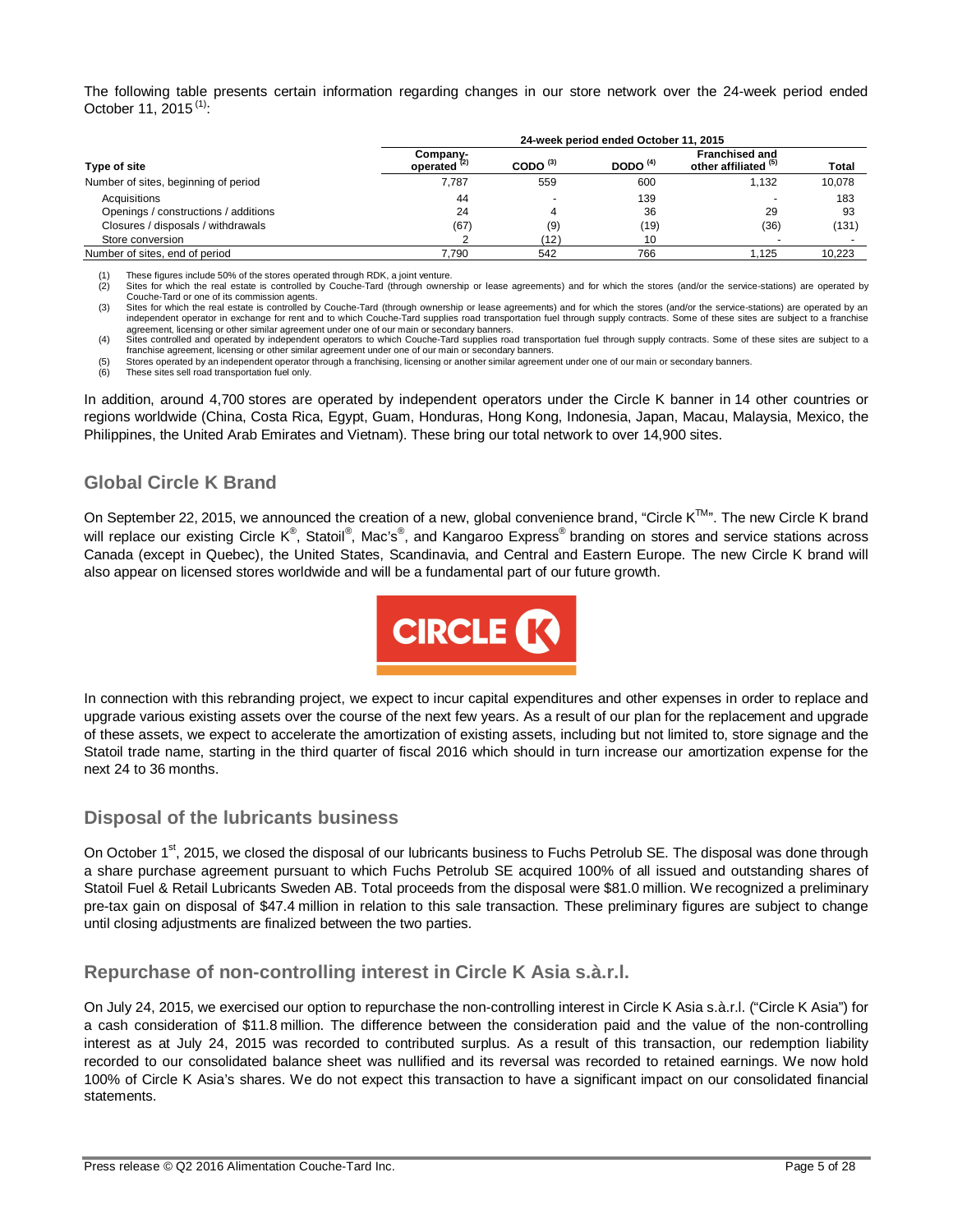The following table presents certain information regarding changes in our store network over the 24-week period ended October 11, 2015 [(1)]:

| Type of site | 24-week period ended October 11, 2015 | | | | |
|---|---|---|---|---|---|
| | Company-operated [(2)] | CODO [(3)] | DODO [(4)] | Franchised and other affiliated [(5)] | Total |
| Number of sites, beginning of period | 7,787 | 559 | 600 | 1,132 | 10,078 |
| Acquisitions | 44 | - | 139 | - | 183 |
| Openings / constructions / additions | 24 | 4 | 36 | 29 | 93 |
| Closures / disposals / withdrawals | (67) | (9) | (19) | (36) | (131) |
| Store conversion | 2 | (12) | 10 | - | - |
| Number of sites, end of period | 7,790 | 542 | 766 | 1,125 | 10,223 |

(1) These figures include 50% of the stores operated through RDK, a joint venture.
(2) Sites for which the real estate is controlled by Couche-Tard (through ownership or lease agreements) and for which the stores (and/or the service-stations) are operated by Couche-Tard or one of its commission agents.
(3) Sites for which the real estate is controlled by Couche-Tard (through ownership or lease agreements) and for which the stores (and/or the service-stations) are operated by an independent operator in exchange for rent and to which Couche-Tard supplies road transportation fuel through supply contracts. Some of these sites are subject to a franchise agreement, licensing or other similar agreement under one of our main or secondary banners.
(4) Sites controlled and operated by independent operators to which Couche-Tard supplies road transportation fuel through supply contracts. Some of these sites are subject to a franchise agreement, licensing or other similar agreement under one of our main or secondary banners.
(5) Stores operated by an independent operator through a franchising, licensing or another similar agreement under one of our main or secondary banners.
(6) These sites sell road transportation fuel only.

In addition, around 4,700 stores are operated by independent operators under the Circle K banner in 14 other countries or regions worldwide (China, Costa Rica, Egypt, Guam, Honduras, Hong Kong, Indonesia, Japan, Macau, Malaysia, Mexico, the Philippines, the United Arab Emirates and Vietnam). These bring our total network to over 14,900 sites.

## Global Circle K Brand

On September 22, 2015, we announced the creation of a new, global convenience brand, "Circle K™". The new Circle K brand will replace our existing Circle K®, Statoil®, Mac's®, and Kangaroo Express® branding on stores and service stations across Canada (except in Quebec), the United States, Scandinavia, and Central and Eastern Europe. The new Circle K brand will also appear on licensed stores worldwide and will be a fundamental part of our future growth.

In connection with this rebranding project, we expect to incur capital expenditures and other expenses in order to replace and upgrade various existing assets over the course of the next few years. As a result of our plan for the replacement and upgrade of these assets, we expect to accelerate the amortization of existing assets, including but not limited to, store signage and the Statoil trade name, starting in the third quarter of fiscal 2016 which should in turn increase our amortization expense for the next 24 to 36 months.

## Disposal of the lubricants business

On October 1st, 2015, we closed the disposal of our lubricants business to Fuchs Petrolub SE. The disposal was done through a share purchase agreement pursuant to which Fuchs Petrolub SE acquired 100% of all issued and outstanding shares of Statoil Fuel & Retail Lubricants Sweden AB. Total proceeds from the disposal were $81.0 million. We recognized a preliminary pre-tax gain on disposal of $47.4 million in relation to this sale transaction. These preliminary figures are subject to change until closing adjustments are finalized between the two parties.

## Repurchase of non-controlling interest in Circle K Asia s.à.r.l.

On July 24, 2015, we exercised our option to repurchase the non-controlling interest in Circle K Asia s.à.r.l. ("Circle K Asia") for a cash consideration of $11.8 million. The difference between the consideration paid and the value of the non-controlling interest as at July 24, 2015 was recorded to contributed surplus. As a result of this transaction, our redemption liability recorded to our consolidated balance sheet was nullified and its reversal was recorded to retained earnings. We now hold 100% of Circle K Asia's shares. We do not expect this transaction to have a significant impact on our consolidated financial statements.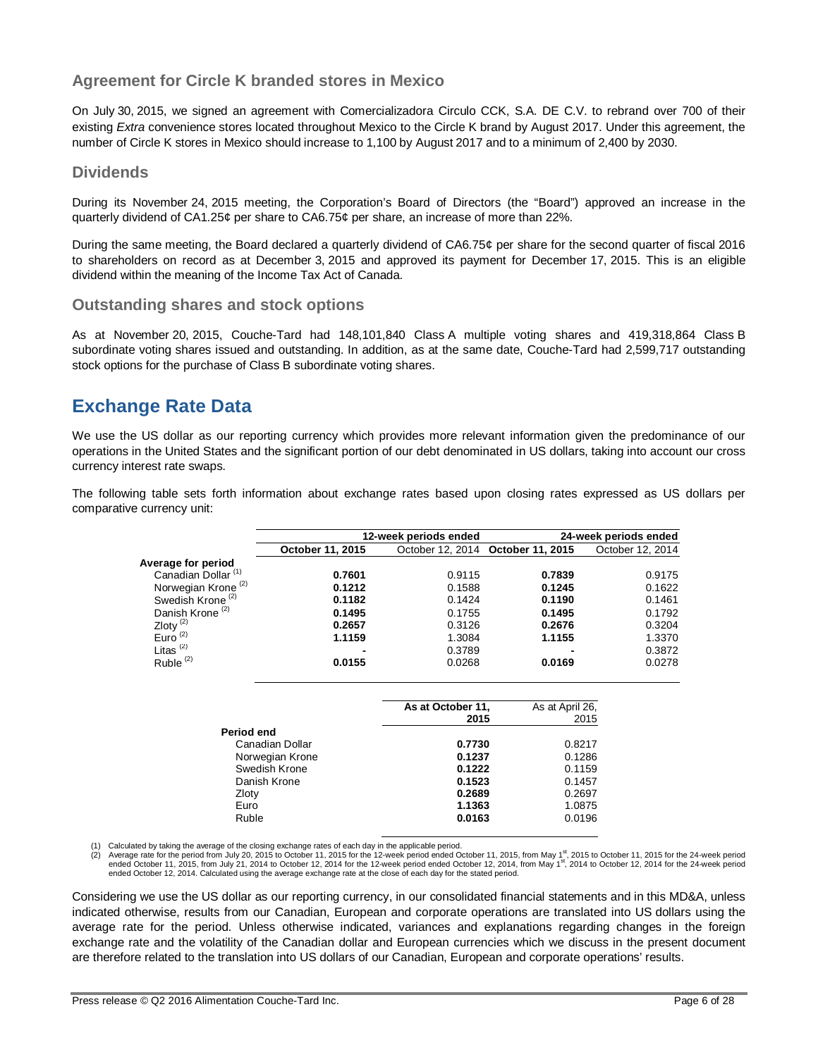### Agreement for Circle K branded stores in Mexico

On July 30, 2015, we signed an agreement with Comercializadora Circulo CCK, S.A. DE C.V. to rebrand over 700 of their existing *Extra* convenience stores located throughout Mexico to the Circle K brand by August 2017. Under this agreement, the number of Circle K stores in Mexico should increase to 1,100 by August 2017 and to a minimum of 2,400 by 2030.

### Dividends

During its November 24, 2015 meeting, the Corporation's Board of Directors (the "Board") approved an increase in the quarterly dividend of CA1.25¢ per share to CA6.75¢ per share, an increase of more than 22%.

During the same meeting, the Board declared a quarterly dividend of CA6.75¢ per share for the second quarter of fiscal 2016 to shareholders on record as at December 3, 2015 and approved its payment for December 17, 2015. This is an eligible dividend within the meaning of the Income Tax Act of Canada.

### Outstanding shares and stock options

As at November 20, 2015, Couche-Tard had 148,101,840 Class A multiple voting shares and 419,318,864 Class B subordinate voting shares issued and outstanding. In addition, as at the same date, Couche-Tard had 2,599,717 outstanding stock options for the purchase of Class B subordinate voting shares.

## Exchange Rate Data

We use the US dollar as our reporting currency which provides more relevant information given the predominance of our operations in the United States and the significant portion of our debt denominated in US dollars, taking into account our cross currency interest rate swaps.

The following table sets forth information about exchange rates based upon closing rates expressed as US dollars per comparative currency unit:

| | 12-week periods ended | | 24-week periods ended | |
|---|---|---|---|---|
| | **October 11, 2015** | October 12, 2014 | **October 11, 2015** | October 12, 2014 |
| **Average for period** | | | | |
| Canadian Dollar [(1)] | **0.7601** | 0.9115 | **0.7839** | 0.9175 |
| Norwegian Krone [(2)] | **0.1212** | 0.1588 | **0.1245** | 0.1622 |
| Swedish Krone [(2)] | **0.1182** | 0.1424 | **0.1190** | 0.1461 |
| Danish Krone [(2)] | **0.1495** | 0.1755 | **0.1495** | 0.1792 |
| Zloty [(2)] | **0.2657** | 0.3126 | **0.2676** | 0.3204 |
| Euro [(2)] | **1.1159** | 1.3084 | **1.1155** | 1.3370 |
| Litas [(2)] | **-** | 0.3789 | **-** | 0.3872 |
| Ruble [(2)] | **0.0155** | 0.0268 | **0.0169** | 0.0278 |

| | **As at October 11, 2015** | As at April 26, 2015 |
|---|---|---|
| **Period end** | | |
| Canadian Dollar | **0.7730** | 0.8217 |
| Norwegian Krone | **0.1237** | 0.1286 |
| Swedish Krone | **0.1222** | 0.1159 |
| Danish Krone | **0.1523** | 0.1457 |
| Zloty | **0.2689** | 0.2697 |
| Euro | **1.1363** | 1.0875 |
| Ruble | **0.0163** | 0.0196 |

(1) Calculated by taking the average of the closing exchange rates of each day in the applicable period.
(2) Average rate for the period from July 20, 2015 to October 11, 2015 for the 12-week period ended October 11, 2015, from May 1st, 2015 to October 11, 2015 for the 24-week period ended October 11, 2015, from July 21, 2014 to October 12, 2014 for the 12-week period ended October 12, 2014, from May 1st, 2014 to October 12, 2014 for the 24-week period ended October 12, 2014. Calculated using the average exchange rate at the close of each day for the stated period.

Considering we use the US dollar as our reporting currency, in our consolidated financial statements and in this MD&A, unless indicated otherwise, results from our Canadian, European and corporate operations are translated into US dollars using the average rate for the period. Unless otherwise indicated, variances and explanations regarding changes in the foreign exchange rate and the volatility of the Canadian dollar and European currencies which we discuss in the present document are therefore related to the translation into US dollars of our Canadian, European and corporate operations' results.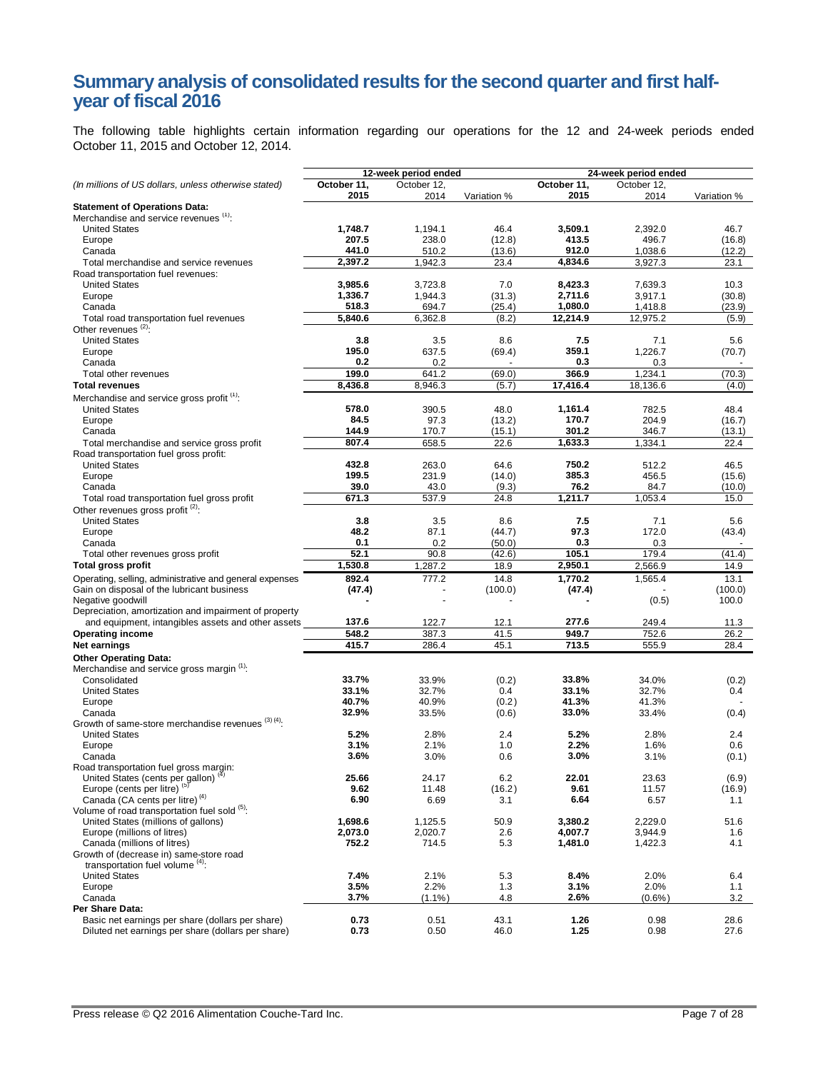# Summary analysis of consolidated results for the second quarter and first half-year of fiscal 2016

The following table highlights certain information regarding our operations for the 12 and 24-week periods ended October 11, 2015 and October 12, 2014.

| *(In millions of US dollars, unless otherwise stated)* | 12-week period ended | | | 24-week period ended | | |
|---|---|---|---|---|---|---|
| | **October 11, 2015** | October 12, 2014 | Variation % | **October 11, 2015** | October 12, 2014 | Variation % |
| **Statement of Operations Data:** | | | | | | |
| Merchandise and service revenues [1]: | | | | | | |
| United States | **1,748.7** | 1,194.1 | 46.4 | **3,509.1** | 2,392.0 | 46.7 |
| Europe | **207.5** | 238.0 | (12.8) | **413.5** | 496.7 | (16.8) |
| Canada | **441.0** | 510.2 | (13.6) | **912.0** | 1,038.6 | (12.2) |
| Total merchandise and service revenues | **2,397.2** | 1,942.3 | 23.4 | **4,834.6** | 3,927.3 | 23.1 |
| Road transportation fuel revenues: | | | | | | |
| United States | **3,985.6** | 3,723.8 | 7.0 | **8,423.3** | 7,639.3 | 10.3 |
| Europe | **1,336.7** | 1,944.3 | (31.3) | **2,711.6** | 3,917.1 | (30.8) |
| Canada | **518.3** | 694.7 | (25.4) | **1,080.0** | 1,418.8 | (23.9) |
| Total road transportation fuel revenues | **5,840.6** | 6,362.8 | (8.2) | **12,214.9** | 12,975.2 | (5.9) |
| Other revenues [2]: | | | | | | |
| United States | **3.8** | 3.5 | 8.6 | **7.5** | 7.1 | 5.6 |
| Europe | **195.0** | 637.5 | (69.4) | **359.1** | 1,226.7 | (70.7) |
| Canada | **0.2** | 0.2 | - | **0.3** | 0.3 | - |
| Total other revenues | **199.0** | 641.2 | (69.0) | **366.9** | 1,234.1 | (70.3) |
| **Total revenues** | **8,436.8** | 8,946.3 | (5.7) | **17,416.4** | 18,136.6 | (4.0) |
| Merchandise and service gross profit [1]: | | | | | | |
| United States | **578.0** | 390.5 | 48.0 | **1,161.4** | 782.5 | 48.4 |
| Europe | **84.5** | 97.3 | (13.2) | **170.7** | 204.9 | (16.7) |
| Canada | **144.9** | 170.7 | (15.1) | **301.2** | 346.7 | (13.1) |
| Total merchandise and service gross profit | **807.4** | 658.5 | 22.6 | **1,633.3** | 1,334.1 | 22.4 |
| Road transportation fuel gross profit: | | | | | | |
| United States | **432.8** | 263.0 | 64.6 | **750.2** | 512.2 | 46.5 |
| Europe | **199.5** | 231.9 | (14.0) | **385.3** | 456.5 | (15.6) |
| Canada | **39.0** | 43.0 | (9.3) | **76.2** | 84.7 | (10.0) |
| Total road transportation fuel gross profit | **671.3** | 537.9 | 24.8 | **1,211.7** | 1,053.4 | 15.0 |
| Other revenues gross profit [2]: | | | | | | |
| United States | **3.8** | 3.5 | 8.6 | **7.5** | 7.1 | 5.6 |
| Europe | **48.2** | 87.1 | (44.7) | **97.3** | 172.0 | (43.4) |
| Canada | **0.1** | 0.2 | (50.0) | **0.3** | 0.3 | - |
| Total other revenues gross profit | **52.1** | 90.8 | (42.6) | **105.1** | 179.4 | (41.4) |
| **Total gross profit** | **1,530.8** | 1,287.2 | 18.9 | **2,950.1** | 2,566.9 | 14.9 |
| Operating, selling, administrative and general expenses | **892.4** | 777.2 | 14.8 | **1,770.2** | 1,565.4 | 13.1 |
| Gain on disposal of the lubricant business | **(47.4)** | - | (100.0) | **(47.4)** | - | (100.0) |
| Negative goodwill | **-** | - | - | **-** | (0.5) | 100.0 |
| Depreciation, amortization and impairment of property and equipment, intangibles assets and other assets | **137.6** | 122.7 | 12.1 | **277.6** | 249.4 | 11.3 |
| **Operating income** | **548.2** | 387.3 | 41.5 | **949.7** | 752.6 | 26.2 |
| **Net earnings** | **415.7** | 286.4 | 45.1 | **713.5** | 555.9 | 28.4 |
| **Other Operating Data:** | | | | | | |
| Merchandise and service gross margin [1]: | | | | | | |
| Consolidated | **33.7%** | 33.9% | (0.2) | **33.8%** | 34.0% | (0.2) |
| United States | **33.1%** | 32.7% | 0.4 | **33.1%** | 32.7% | 0.4 |
| Europe | **40.7%** | 40.9% | (0.2) | **41.3%** | 41.3% | - |
| Canada | **32.9%** | 33.5% | (0.6) | **33.0%** | 33.4% | (0.4) |
| Growth of same-store merchandise revenues [3] [4]: | | | | | | |
| United States | **5.2%** | 2.8% | 2.4 | **5.2%** | 2.8% | 2.4 |
| Europe | **3.1%** | 2.1% | 1.0 | **2.2%** | 1.6% | 0.6 |
| Canada | **3.6%** | 3.0% | 0.6 | **3.0%** | 3.1% | (0.1) |
| Road transportation fuel gross margin: | | | | | | |
| United States (cents per gallon) [4] | **25.66** | 24.17 | 6.2 | **22.01** | 23.63 | (6.9) |
| Europe (cents per litre) [5] | **9.62** | 11.48 | (16.2) | **9.61** | 11.57 | (16.9) |
| Canada (CA cents per litre) [4] | **6.90** | 6.69 | 3.1 | **6.64** | 6.57 | 1.1 |
| Volume of road transportation fuel sold [5]: | | | | | | |
| United States (millions of gallons) | **1,698.6** | 1,125.5 | 50.9 | **3,380.2** | 2,229.0 | 51.6 |
| Europe (millions of litres) | **2,073.0** | 2,020.7 | 2.6 | **4,007.7** | 3,944.9 | 1.6 |
| Canada (millions of litres) | **752.2** | 714.5 | 5.3 | **1,481.0** | 1,422.3 | 4.1 |
| Growth of (decrease in) same-store road transportation fuel volume [4]: | | | | | | |
| United States | **7.4%** | 2.1% | 5.3 | **8.4%** | 2.0% | 6.4 |
| Europe | **3.5%** | 2.2% | 1.3 | **3.1%** | 2.0% | 1.1 |
| Canada | **3.7%** | (1.1%) | 4.8 | **2.6%** | (0.6%) | 3.2 |
| **Per Share Data:** | | | | | | |
| Basic net earnings per share (dollars per share) | **0.73** | 0.51 | 43.1 | **1.26** | 0.98 | 28.6 |
| Diluted net earnings per share (dollars per share) | **0.73** | 0.50 | 46.0 | **1.25** | 0.98 | 27.6 |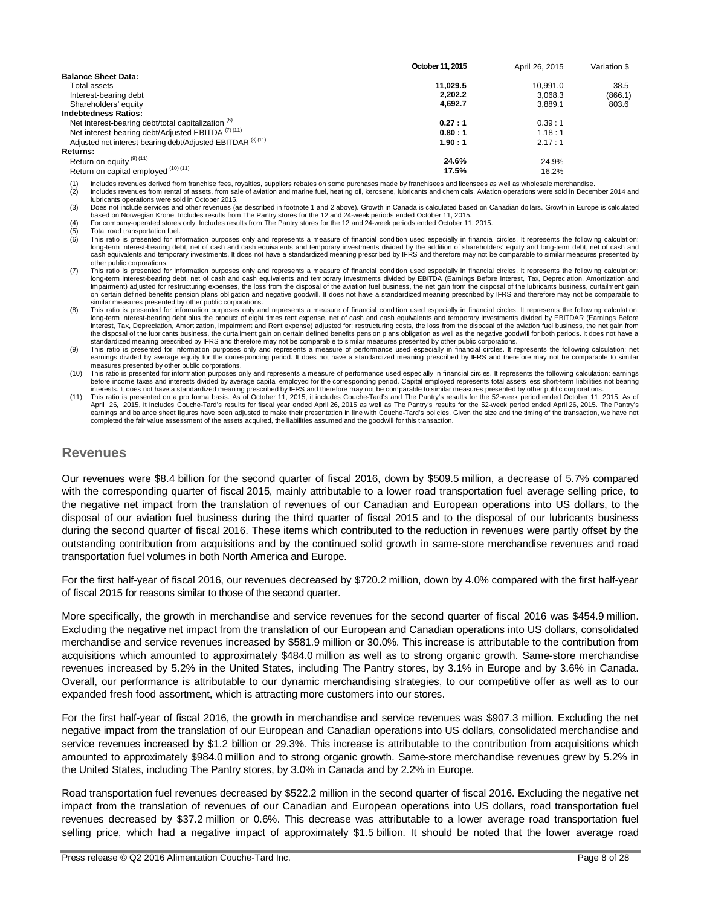| | October 11, 2015 | April 26, 2015 | Variation $ |
|---|---|---|---|
| **Balance Sheet Data:** | | | |
| Total assets | **11,029.5** | 10,991.0 | 38.5 |
| Interest-bearing debt | **2,202.2** | 3,068.3 | (866.1) |
| Shareholders' equity | **4,692.7** | 3,889.1 | 803.6 |
| **Indebtedness Ratios:** | | | |
| Net interest-bearing debt/total capitalization [(6)] | **0.27 : 1** | 0.39 : 1 | |
| Net interest-bearing debt/Adjusted EBITDA [(7) (11)] | **0.80 : 1** | 1.18 : 1 | |
| Adjusted net interest-bearing debt/Adjusted EBITDAR [(8) (11)] | **1.90 : 1** | 2.17 : 1 | |
| **Returns:** | | | |
| Return on equity [(9) (11)] | **24.6%** | 24.9% | |
| Return on capital employed [(10) (11)] | **17.5%** | 16.2% | |

(1) Includes revenues derived from franchise fees, royalties, suppliers rebates on some purchases made by franchisees and licensees as well as wholesale merchandise.
(2) Includes revenues from rental of assets, from sale of aviation and marine fuel, heating oil, kerosene, lubricants and chemicals. Aviation operations were sold in December 2014 and lubricants operations were sold in October 2015.
(3) Does not include services and other revenues (as described in footnote 1 and 2 above). Growth in Canada is calculated based on Canadian dollars. Growth in Europe is calculated based on Norwegian Krone. Includes results from The Pantry stores for the 12 and 24-week periods ended October 11, 2015.
(4) For company-operated stores only. Includes results from The Pantry stores for the 12 and 24-week periods ended October 11, 2015.
(5) Total road transportation fuel.
(6) This ratio is presented for information purposes only and represents a measure of financial condition used especially in financial circles. It represents the following calculation: long-term interest-bearing debt, net of cash and cash equivalents and temporary investments divided by the addition of shareholders' equity and long-term debt, net of cash and cash equivalents and temporary investments. It does not have a standardized meaning prescribed by IFRS and therefore may not be comparable to similar measures presented by other public corporations.
(7) This ratio is presented for information purposes only and represents a measure of financial condition used especially in financial circles. It represents the following calculation: long-term interest-bearing debt, net of cash and cash equivalents and temporary investments divided by EBITDA (Earnings Before Interest, Tax, Depreciation, Amortization and Impairment) adjusted for restructuring expenses, the loss from the disposal of the aviation fuel business, the net gain from the disposal of the lubricants business, curtailment gain on certain defined benefits pension plans obligation and negative goodwill. It does not have a standardized meaning prescribed by IFRS and therefore may not be comparable to similar measures presented by other public corporations.
(8) This ratio is presented for information purposes only and represents a measure of financial condition used especially in financial circles. It represents the following calculation: long-term interest-bearing debt plus the product of eight times rent expense, net of cash and cash equivalents and temporary investments divided by EBITDAR (Earnings Before Interest, Tax, Depreciation, Amortization, Impairment and Rent expense) adjusted for: restructuring costs, the loss from the disposal of the aviation fuel business, the net gain from the disposal of the lubricants business, the curtailment gain on certain defined benefits pension plans obligation as well as the negative goodwill for both periods. It does not have a standardized meaning prescribed by IFRS and therefore may not be comparable to similar measures presented by other public corporations.
(9) This ratio is presented for information purposes only and represents a measure of performance used especially in financial circles. It represents the following calculation: net earnings divided by average equity for the corresponding period. It does not have a standardized meaning prescribed by IFRS and therefore may not be comparable to similar measures presented by other public corporations.
(10) This ratio is presented for information purposes only and represents a measure of performance used especially in financial circles. It represents the following calculation: earnings before income taxes and interests divided by average capital employed for the corresponding period. Capital employed represents total assets less short-term liabilities not bearing interests. It does not have a standardized meaning prescribed by IFRS and therefore may not be comparable to similar measures presented by other public corporations.
(11) This ratio is presented on a pro forma basis. As of October 11, 2015, it includes Couche-Tard's and The Pantry's results for the 52-week period ended October 11, 2015. As of April 26, 2015, it includes Couche-Tard's results for fiscal year ended April 26, 2015 as well as The Pantry's results for the 52-week period ended April 26, 2015. The Pantry's earnings and balance sheet figures have been adjusted to make their presentation in line with Couche-Tard's policies. Given the size and the timing of the transaction, we have not completed the fair value assessment of the assets acquired, the liabilities assumed and the goodwill for this transaction.

## Revenues

Our revenues were $8.4 billion for the second quarter of fiscal 2016, down by $509.5 million, a decrease of 5.7% compared with the corresponding quarter of fiscal 2015, mainly attributable to a lower road transportation fuel average selling price, to the negative net impact from the translation of revenues of our Canadian and European operations into US dollars, to the disposal of our aviation fuel business during the third quarter of fiscal 2015 and to the disposal of our lubricants business during the second quarter of fiscal 2016. These items which contributed to the reduction in revenues were partly offset by the outstanding contribution from acquisitions and by the continued solid growth in same-store merchandise revenues and road transportation fuel volumes in both North America and Europe.

For the first half-year of fiscal 2016, our revenues decreased by $720.2 million, down by 4.0% compared with the first half-year of fiscal 2015 for reasons similar to those of the second quarter.

More specifically, the growth in merchandise and service revenues for the second quarter of fiscal 2016 was $454.9 million. Excluding the negative net impact from the translation of our European and Canadian operations into US dollars, consolidated merchandise and service revenues increased by $581.9 million or 30.0%. This increase is attributable to the contribution from acquisitions which amounted to approximately $484.0 million as well as to strong organic growth. Same-store merchandise revenues increased by 5.2% in the United States, including The Pantry stores, by 3.1% in Europe and by 3.6% in Canada. Overall, our performance is attributable to our dynamic merchandising strategies, to our competitive offer as well as to our expanded fresh food assortment, which is attracting more customers into our stores.

For the first half-year of fiscal 2016, the growth in merchandise and service revenues was $907.3 million. Excluding the net negative impact from the translation of our European and Canadian operations into US dollars, consolidated merchandise and service revenues increased by $1.2 billion or 29.3%. This increase is attributable to the contribution from acquisitions which amounted to approximately $984.0 million and to strong organic growth. Same-store merchandise revenues grew by 5.2% in the United States, including The Pantry stores, by 3.0% in Canada and by 2.2% in Europe.

Road transportation fuel revenues decreased by $522.2 million in the second quarter of fiscal 2016. Excluding the negative net impact from the translation of revenues of our Canadian and European operations into US dollars, road transportation fuel revenues decreased by $37.2 million or 0.6%. This decrease was attributable to a lower average road transportation fuel selling price, which had a negative impact of approximately $1.5 billion. It should be noted that the lower average road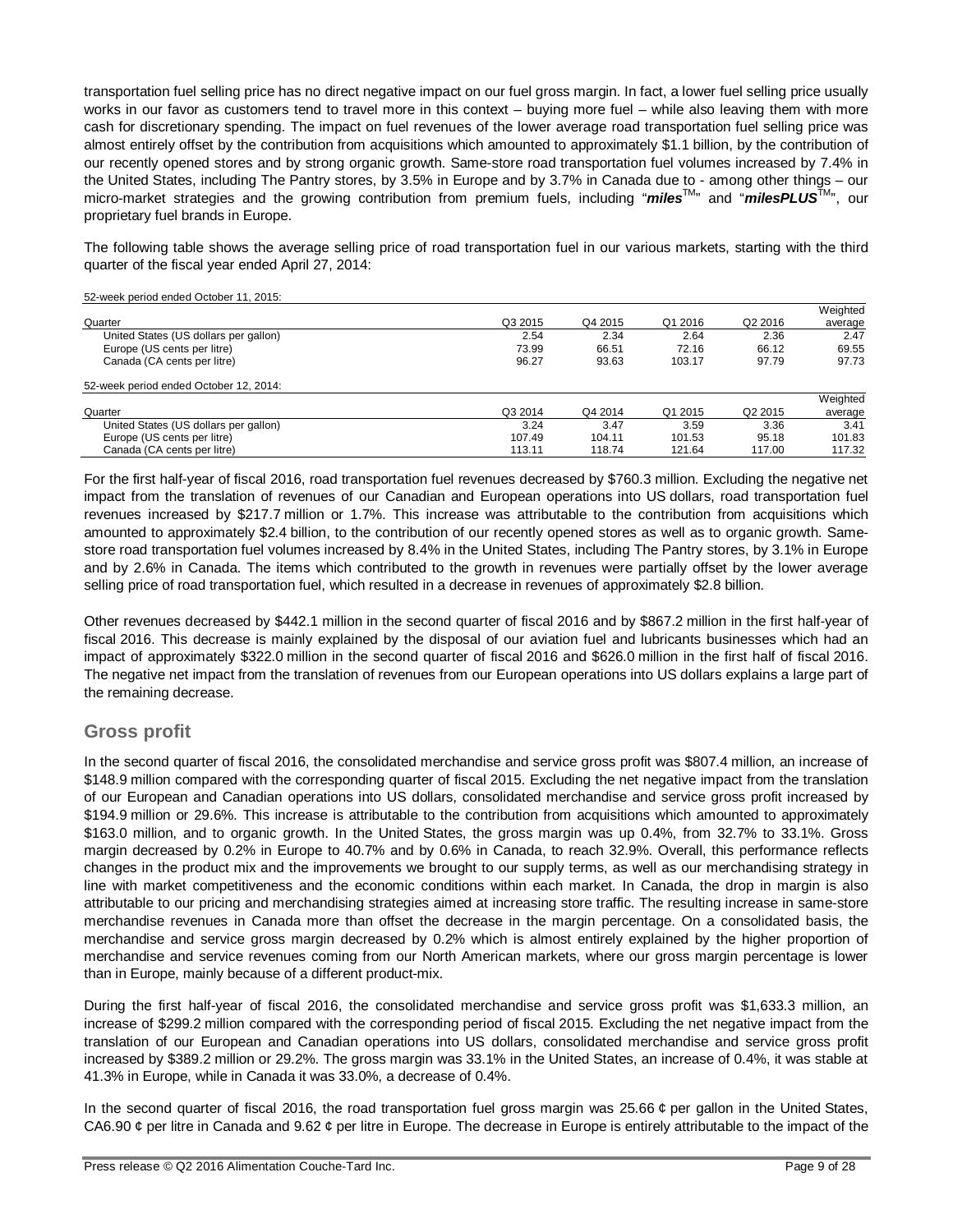transportation fuel selling price has no direct negative impact on our fuel gross margin. In fact, a lower fuel selling price usually works in our favor as customers tend to travel more in this context – buying more fuel – while also leaving them with more cash for discretionary spending. The impact on fuel revenues of the lower average road transportation fuel selling price was almost entirely offset by the contribution from acquisitions which amounted to approximately $1.1 billion, by the contribution of our recently opened stores and by strong organic growth. Same-store road transportation fuel volumes increased by 7.4% in the United States, including The Pantry stores, by 3.5% in Europe and by 3.7% in Canada due to - among other things – our micro-market strategies and the growing contribution from premium fuels, including "***miles***™" and "***milesPLUS***™", our proprietary fuel brands in Europe.

The following table shows the average selling price of road transportation fuel in our various markets, starting with the third quarter of the fiscal year ended April 27, 2014:

| 52-week period ended October 11, 2015: | | | | | |
|---|---|---|---|---|---|
| Quarter | Q3 2015 | Q4 2015 | Q1 2016 | Q2 2016 | Weighted average |
| United States (US dollars per gallon) | 2.54 | 2.34 | 2.64 | 2.36 | 2.47 |
| Europe (US cents per litre) | 73.99 | 66.51 | 72.16 | 66.12 | 69.55 |
| Canada (CA cents per litre) | 96.27 | 93.63 | 103.17 | 97.79 | 97.73 |
| **52-week period ended October 12, 2014:** | | | | | |
| Quarter | Q3 2014 | Q4 2014 | Q1 2015 | Q2 2015 | Weighted average |
| United States (US dollars per gallon) | 3.24 | 3.47 | 3.59 | 3.36 | 3.41 |
| Europe (US cents per litre) | 107.49 | 104.11 | 101.53 | 95.18 | 101.83 |
| Canada (CA cents per litre) | 113.11 | 118.74 | 121.64 | 117.00 | 117.32 |

For the first half-year of fiscal 2016, road transportation fuel revenues decreased by $760.3 million. Excluding the negative net impact from the translation of revenues of our Canadian and European operations into US dollars, road transportation fuel revenues increased by $217.7 million or 1.7%. This increase was attributable to the contribution from acquisitions which amounted to approximately $2.4 billion, to the contribution of our recently opened stores as well as to organic growth. Same-store road transportation fuel volumes increased by 8.4% in the United States, including The Pantry stores, by 3.1% in Europe and by 2.6% in Canada. The items which contributed to the growth in revenues were partially offset by the lower average selling price of road transportation fuel, which resulted in a decrease in revenues of approximately $2.8 billion.

Other revenues decreased by $442.1 million in the second quarter of fiscal 2016 and by $867.2 million in the first half-year of fiscal 2016. This decrease is mainly explained by the disposal of our aviation fuel and lubricants businesses which had an impact of approximately $322.0 million in the second quarter of fiscal 2016 and $626.0 million in the first half of fiscal 2016. The negative net impact from the translation of revenues from our European operations into US dollars explains a large part of the remaining decrease.

## Gross profit

In the second quarter of fiscal 2016, the consolidated merchandise and service gross profit was $807.4 million, an increase of $148.9 million compared with the corresponding quarter of fiscal 2015. Excluding the net negative impact from the translation of our European and Canadian operations into US dollars, consolidated merchandise and service gross profit increased by $194.9 million or 29.6%. This increase is attributable to the contribution from acquisitions which amounted to approximately $163.0 million, and to organic growth. In the United States, the gross margin was up 0.4%, from 32.7% to 33.1%. Gross margin decreased by 0.2% in Europe to 40.7% and by 0.6% in Canada, to reach 32.9%. Overall, this performance reflects changes in the product mix and the improvements we brought to our supply terms, as well as our merchandising strategy in line with market competitiveness and the economic conditions within each market. In Canada, the drop in margin is also attributable to our pricing and merchandising strategies aimed at increasing store traffic. The resulting increase in same-store merchandise revenues in Canada more than offset the decrease in the margin percentage. On a consolidated basis, the merchandise and service gross margin decreased by 0.2% which is almost entirely explained by the higher proportion of merchandise and service revenues coming from our North American markets, where our gross margin percentage is lower than in Europe, mainly because of a different product-mix.

During the first half-year of fiscal 2016, the consolidated merchandise and service gross profit was $1,633.3 million, an increase of $299.2 million compared with the corresponding period of fiscal 2015. Excluding the net negative impact from the translation of our European and Canadian operations into US dollars, consolidated merchandise and service gross profit increased by $389.2 million or 29.2%. The gross margin was 33.1% in the United States, an increase of 0.4%, it was stable at 41.3% in Europe, while in Canada it was 33.0%, a decrease of 0.4%.

In the second quarter of fiscal 2016, the road transportation fuel gross margin was 25.66 ¢ per gallon in the United States, CA6.90 ¢ per litre in Canada and 9.62 ¢ per litre in Europe. The decrease in Europe is entirely attributable to the impact of the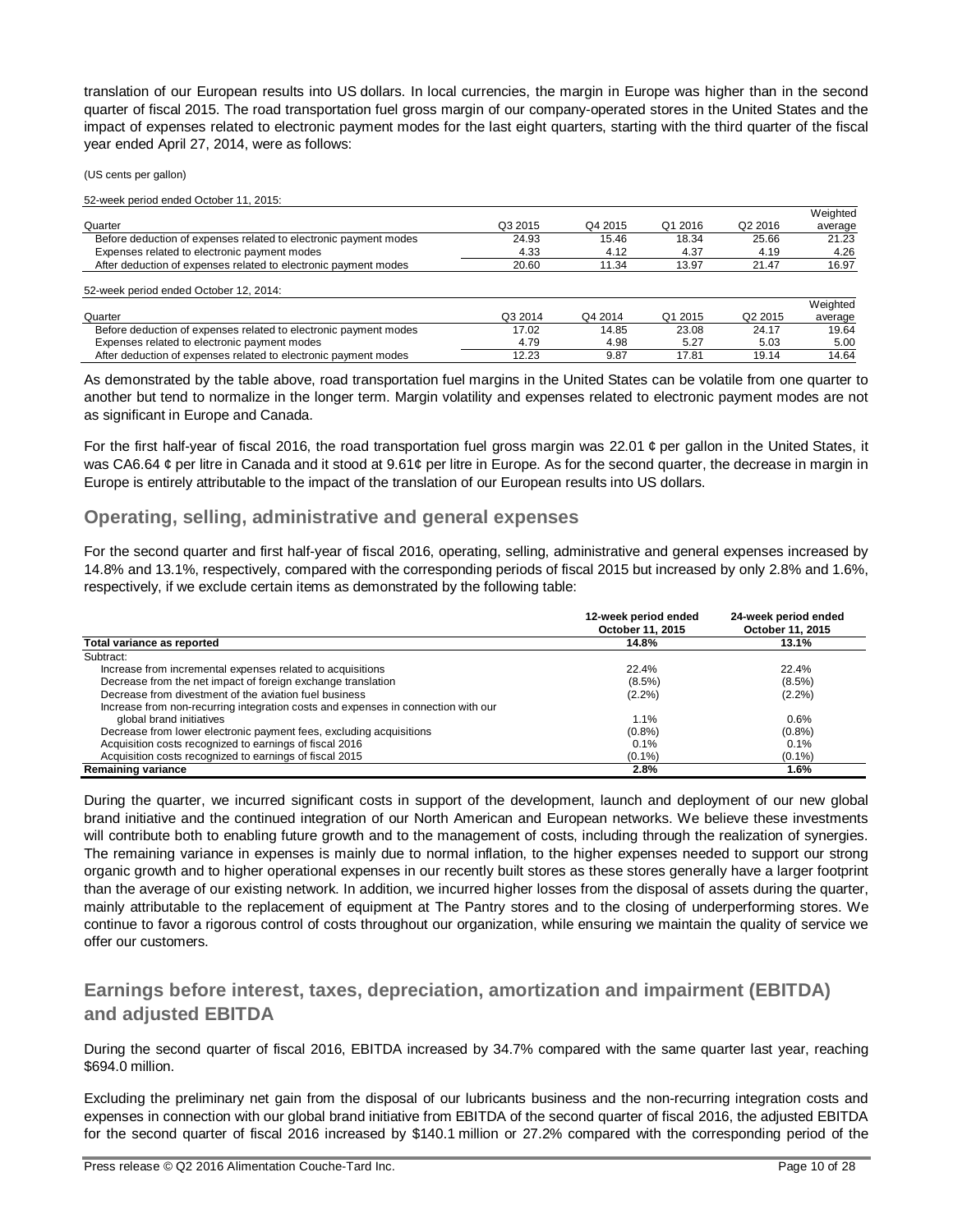translation of our European results into US dollars. In local currencies, the margin in Europe was higher than in the second quarter of fiscal 2015. The road transportation fuel gross margin of our company-operated stores in the United States and the impact of expenses related to electronic payment modes for the last eight quarters, starting with the third quarter of the fiscal year ended April 27, 2014, were as follows:

(US cents per gallon)

52-week period ended October 11, 2015:

| Quarter | Q3 2015 | Q4 2015 | Q1 2016 | Q2 2016 | Weighted average |
|---|---|---|---|---|---|
| Before deduction of expenses related to electronic payment modes | 24.93 | 15.46 | 18.34 | 25.66 | 21.23 |
| Expenses related to electronic payment modes | 4.33 | 4.12 | 4.37 | 4.19 | 4.26 |
| After deduction of expenses related to electronic payment modes | 20.60 | 11.34 | 13.97 | 21.47 | 16.97 |

52-week period ended October 12, 2014:

| Quarter | Q3 2014 | Q4 2014 | Q1 2015 | Q2 2015 | Weighted average |
|---|---|---|---|---|---|
| Before deduction of expenses related to electronic payment modes | 17.02 | 14.85 | 23.08 | 24.17 | 19.64 |
| Expenses related to electronic payment modes | 4.79 | 4.98 | 5.27 | 5.03 | 5.00 |
| After deduction of expenses related to electronic payment modes | 12.23 | 9.87 | 17.81 | 19.14 | 14.64 |

As demonstrated by the table above, road transportation fuel margins in the United States can be volatile from one quarter to another but tend to normalize in the longer term. Margin volatility and expenses related to electronic payment modes are not as significant in Europe and Canada.

For the first half-year of fiscal 2016, the road transportation fuel gross margin was 22.01 ¢ per gallon in the United States, it was CA6.64 ¢ per litre in Canada and it stood at 9.61¢ per litre in Europe. As for the second quarter, the decrease in margin in Europe is entirely attributable to the impact of the translation of our European results into US dollars.

## Operating, selling, administrative and general expenses

For the second quarter and first half-year of fiscal 2016, operating, selling, administrative and general expenses increased by 14.8% and 13.1%, respectively, compared with the corresponding periods of fiscal 2015 but increased by only 2.8% and 1.6%, respectively, if we exclude certain items as demonstrated by the following table:

| | 12-week period ended October 11, 2015 | 24-week period ended October 11, 2015 |
|---|---|---|
| **Total variance as reported** | **14.8%** | **13.1%** |
| Subtract: | | |
| Increase from incremental expenses related to acquisitions | 22.4% | 22.4% |
| Decrease from the net impact of foreign exchange translation | (8.5%) | (8.5%) |
| Decrease from divestment of the aviation fuel business | (2.2%) | (2.2%) |
| Increase from non-recurring integration costs and expenses in connection with our global brand initiatives | 1.1% | 0.6% |
| Decrease from lower electronic payment fees, excluding acquisitions | (0.8%) | (0.8%) |
| Acquisition costs recognized to earnings of fiscal 2016 | 0.1% | 0.1% |
| Acquisition costs recognized to earnings of fiscal 2015 | (0.1%) | (0.1%) |
| **Remaining variance** | **2.8%** | **1.6%** |

During the quarter, we incurred significant costs in support of the development, launch and deployment of our new global brand initiative and the continued integration of our North American and European networks. We believe these investments will contribute both to enabling future growth and to the management of costs, including through the realization of synergies. The remaining variance in expenses is mainly due to normal inflation, to the higher expenses needed to support our strong organic growth and to higher operational expenses in our recently built stores as these stores generally have a larger footprint than the average of our existing network. In addition, we incurred higher losses from the disposal of assets during the quarter, mainly attributable to the replacement of equipment at The Pantry stores and to the closing of underperforming stores. We continue to favor a rigorous control of costs throughout our organization, while ensuring we maintain the quality of service we offer our customers.

## Earnings before interest, taxes, depreciation, amortization and impairment (EBITDA) and adjusted EBITDA

During the second quarter of fiscal 2016, EBITDA increased by 34.7% compared with the same quarter last year, reaching $694.0 million.

Excluding the preliminary net gain from the disposal of our lubricants business and the non-recurring integration costs and expenses in connection with our global brand initiative from EBITDA of the second quarter of fiscal 2016, the adjusted EBITDA for the second quarter of fiscal 2016 increased by $140.1 million or 27.2% compared with the corresponding period of the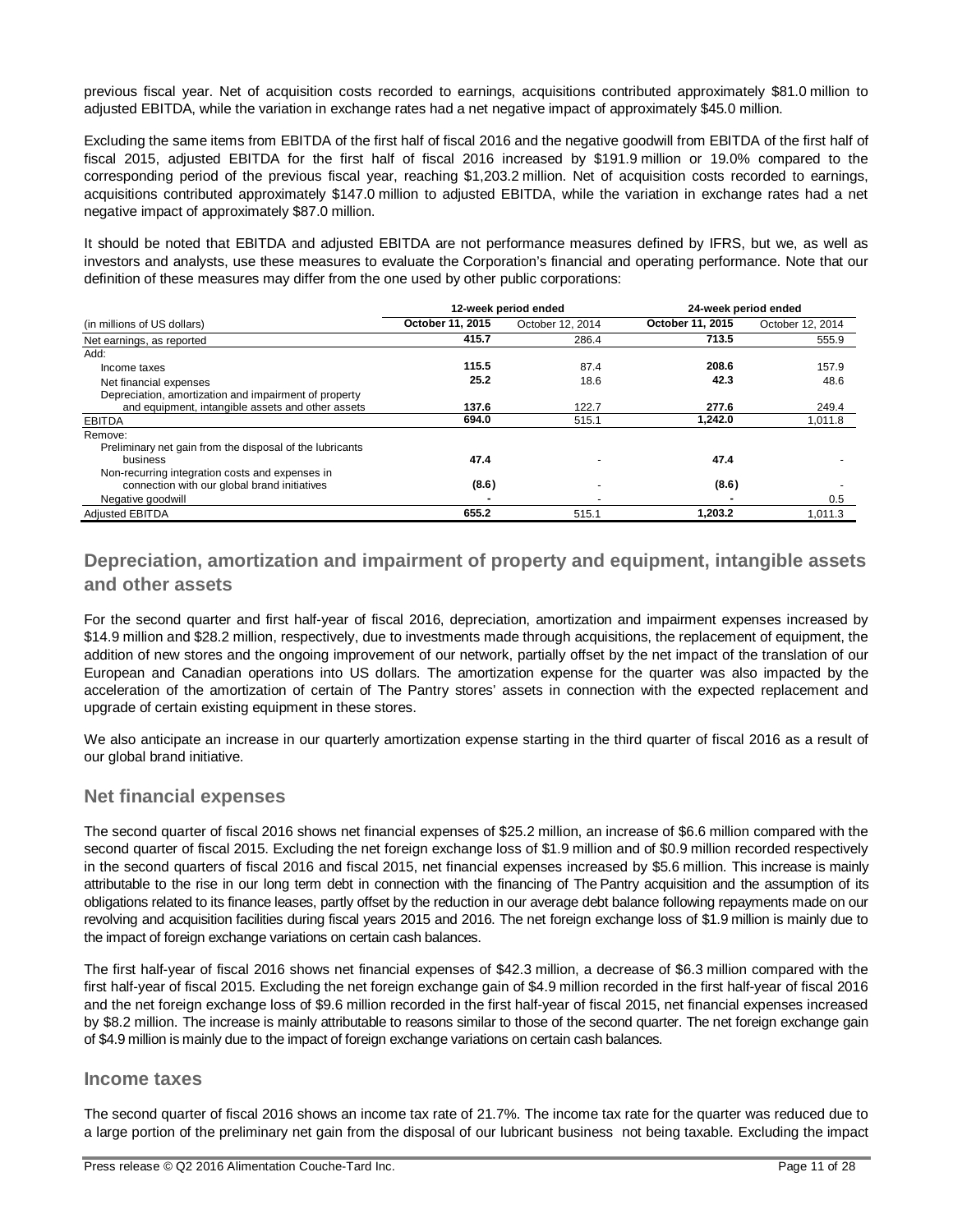previous fiscal year. Net of acquisition costs recorded to earnings, acquisitions contributed approximately $81.0 million to adjusted EBITDA, while the variation in exchange rates had a net negative impact of approximately $45.0 million.

Excluding the same items from EBITDA of the first half of fiscal 2016 and the negative goodwill from EBITDA of the first half of fiscal 2015, adjusted EBITDA for the first half of fiscal 2016 increased by $191.9 million or 19.0% compared to the corresponding period of the previous fiscal year, reaching $1,203.2 million. Net of acquisition costs recorded to earnings, acquisitions contributed approximately $147.0 million to adjusted EBITDA, while the variation in exchange rates had a net negative impact of approximately $87.0 million.

It should be noted that EBITDA and adjusted EBITDA are not performance measures defined by IFRS, but we, as well as investors and analysts, use these measures to evaluate the Corporation's financial and operating performance. Note that our definition of these measures may differ from the one used by other public corporations:

| | 12-week period ended | | 24-week period ended | |
|---|---|---|---|---|
| (in millions of US dollars) | **October 11, 2015** | October 12, 2014 | **October 11, 2015** | October 12, 2014 |
| Net earnings, as reported | **415.7** | 286.4 | **713.5** | 555.9 |
| Add: | | | | |
| Income taxes | **115.5** | 87.4 | **208.6** | 157.9 |
| Net financial expenses | **25.2** | 18.6 | **42.3** | 48.6 |
| Depreciation, amortization and impairment of property and equipment, intangible assets and other assets | **137.6** | 122.7 | **277.6** | 249.4 |
| EBITDA | **694.0** | 515.1 | **1,242.0** | 1,011.8 |
| Remove: | | | | |
| Preliminary net gain from the disposal of the lubricants business | **47.4** | - | **47.4** | - |
| Non-recurring integration costs and expenses in connection with our global brand initiatives | **(8.6)** | - | **(8.6)** | - |
| Negative goodwill | **-** | - | **-** | 0.5 |
| Adjusted EBITDA | **655.2** | 515.1 | **1,203.2** | 1,011.3 |

## Depreciation, amortization and impairment of property and equipment, intangible assets and other assets

For the second quarter and first half-year of fiscal 2016, depreciation, amortization and impairment expenses increased by $14.9 million and $28.2 million, respectively, due to investments made through acquisitions, the replacement of equipment, the addition of new stores and the ongoing improvement of our network, partially offset by the net impact of the translation of our European and Canadian operations into US dollars. The amortization expense for the quarter was also impacted by the acceleration of the amortization of certain of The Pantry stores' assets in connection with the expected replacement and upgrade of certain existing equipment in these stores.

We also anticipate an increase in our quarterly amortization expense starting in the third quarter of fiscal 2016 as a result of our global brand initiative.

## Net financial expenses

The second quarter of fiscal 2016 shows net financial expenses of $25.2 million, an increase of $6.6 million compared with the second quarter of fiscal 2015. Excluding the net foreign exchange loss of $1.9 million and of $0.9 million recorded respectively in the second quarters of fiscal 2016 and fiscal 2015, net financial expenses increased by $5.6 million. This increase is mainly attributable to the rise in our long term debt in connection with the financing of The Pantry acquisition and the assumption of its obligations related to its finance leases, partly offset by the reduction in our average debt balance following repayments made on our revolving and acquisition facilities during fiscal years 2015 and 2016. The net foreign exchange loss of $1.9 million is mainly due to the impact of foreign exchange variations on certain cash balances.

The first half-year of fiscal 2016 shows net financial expenses of $42.3 million, a decrease of $6.3 million compared with the first half-year of fiscal 2015. Excluding the net foreign exchange gain of $4.9 million recorded in the first half-year of fiscal 2016 and the net foreign exchange loss of $9.6 million recorded in the first half-year of fiscal 2015, net financial expenses increased by $8.2 million. The increase is mainly attributable to reasons similar to those of the second quarter. The net foreign exchange gain of $4.9 million is mainly due to the impact of foreign exchange variations on certain cash balances.

## Income taxes

The second quarter of fiscal 2016 shows an income tax rate of 21.7%. The income tax rate for the quarter was reduced due to a large portion of the preliminary net gain from the disposal of our lubricant business not being taxable. Excluding the impact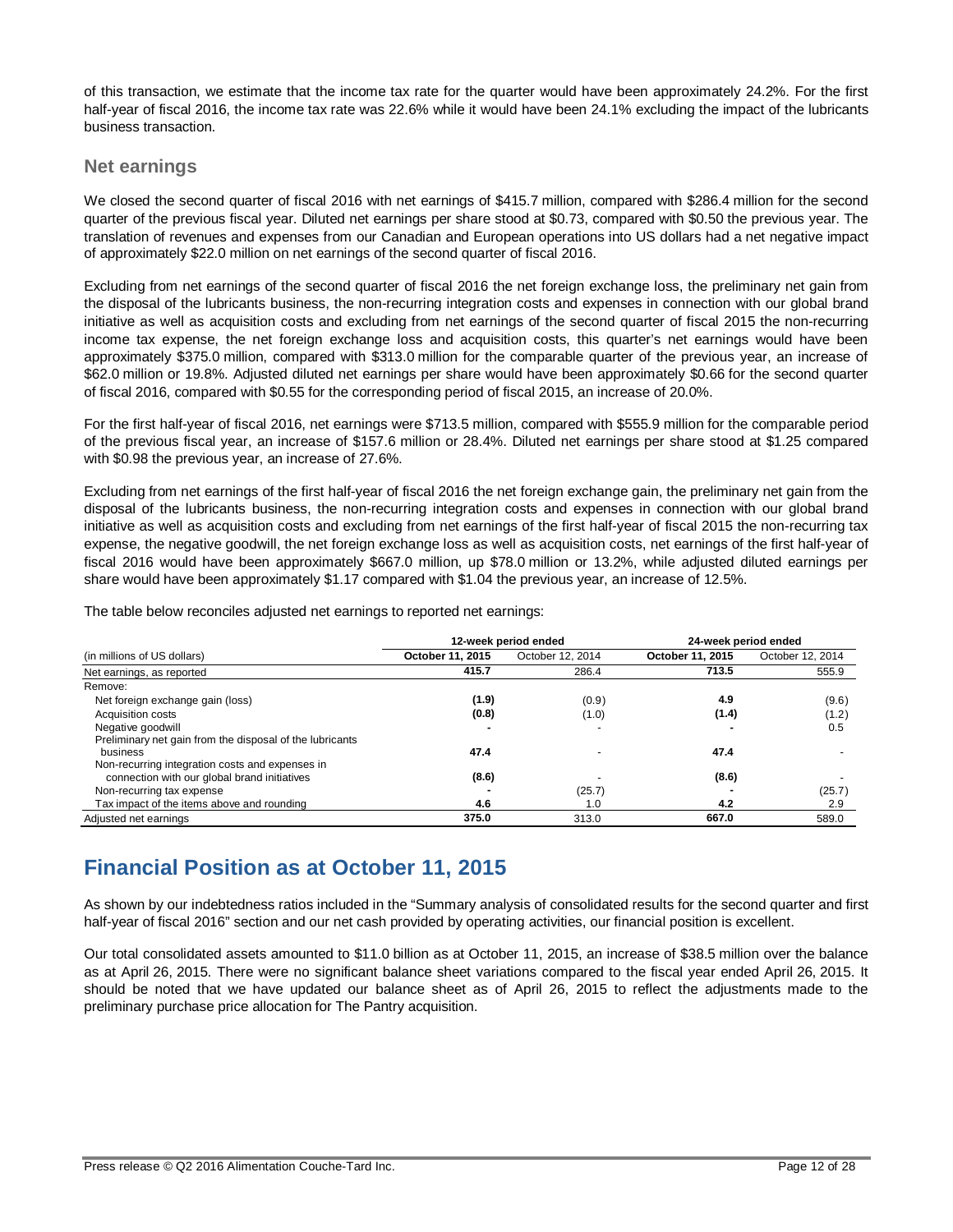of this transaction, we estimate that the income tax rate for the quarter would have been approximately 24.2%. For the first half-year of fiscal 2016, the income tax rate was 22.6% while it would have been 24.1% excluding the impact of the lubricants business transaction.

### Net earnings

We closed the second quarter of fiscal 2016 with net earnings of $415.7 million, compared with $286.4 million for the second quarter of the previous fiscal year. Diluted net earnings per share stood at $0.73, compared with $0.50 the previous year. The translation of revenues and expenses from our Canadian and European operations into US dollars had a net negative impact of approximately $22.0 million on net earnings of the second quarter of fiscal 2016.

Excluding from net earnings of the second quarter of fiscal 2016 the net foreign exchange loss, the preliminary net gain from the disposal of the lubricants business, the non-recurring integration costs and expenses in connection with our global brand initiative as well as acquisition costs and excluding from net earnings of the second quarter of fiscal 2015 the non-recurring income tax expense, the net foreign exchange loss and acquisition costs, this quarter's net earnings would have been approximately $375.0 million, compared with $313.0 million for the comparable quarter of the previous year, an increase of $62.0 million or 19.8%. Adjusted diluted net earnings per share would have been approximately $0.66 for the second quarter of fiscal 2016, compared with $0.55 for the corresponding period of fiscal 2015, an increase of 20.0%.

For the first half-year of fiscal 2016, net earnings were $713.5 million, compared with $555.9 million for the comparable period of the previous fiscal year, an increase of $157.6 million or 28.4%. Diluted net earnings per share stood at $1.25 compared with $0.98 the previous year, an increase of 27.6%.

Excluding from net earnings of the first half-year of fiscal 2016 the net foreign exchange gain, the preliminary net gain from the disposal of the lubricants business, the non-recurring integration costs and expenses in connection with our global brand initiative as well as acquisition costs and excluding from net earnings of the first half-year of fiscal 2015 the non-recurring tax expense, the negative goodwill, the net foreign exchange loss as well as acquisition costs, net earnings of the first half-year of fiscal 2016 would have been approximately $667.0 million, up $78.0 million or 13.2%, while adjusted diluted earnings per share would have been approximately $1.17 compared with $1.04 the previous year, an increase of 12.5%.

The table below reconciles adjusted net earnings to reported net earnings:

| | 12-week period ended | | 24-week period ended | |
|---|---|---|---|---|
| (in millions of US dollars) | **October 11, 2015** | October 12, 2014 | **October 11, 2015** | October 12, 2014 |
| Net earnings, as reported | **415.7** | 286.4 | **713.5** | 555.9 |
| Remove: | | | | |
| Net foreign exchange gain (loss) | **(1.9)** | (0.9) | **4.9** | (9.6) |
| Acquisition costs | **(0.8)** | (1.0) | **(1.4)** | (1.2) |
| Negative goodwill | **-** | - | **-** | 0.5 |
| Preliminary net gain from the disposal of the lubricants business | **47.4** | - | **47.4** | - |
| Non-recurring integration costs and expenses in connection with our global brand initiatives | **(8.6)** | - | **(8.6)** | - |
| Non-recurring tax expense | **-** | (25.7) | **-** | (25.7) |
| Tax impact of the items above and rounding | **4.6** | 1.0 | **4.2** | 2.9 |
| Adjusted net earnings | **375.0** | 313.0 | **667.0** | 589.0 |

## Financial Position as at October 11, 2015

As shown by our indebtedness ratios included in the "Summary analysis of consolidated results for the second quarter and first half-year of fiscal 2016" section and our net cash provided by operating activities, our financial position is excellent.

Our total consolidated assets amounted to $11.0 billion as at October 11, 2015, an increase of $38.5 million over the balance as at April 26, 2015. There were no significant balance sheet variations compared to the fiscal year ended April 26, 2015. It should be noted that we have updated our balance sheet as of April 26, 2015 to reflect the adjustments made to the preliminary purchase price allocation for The Pantry acquisition.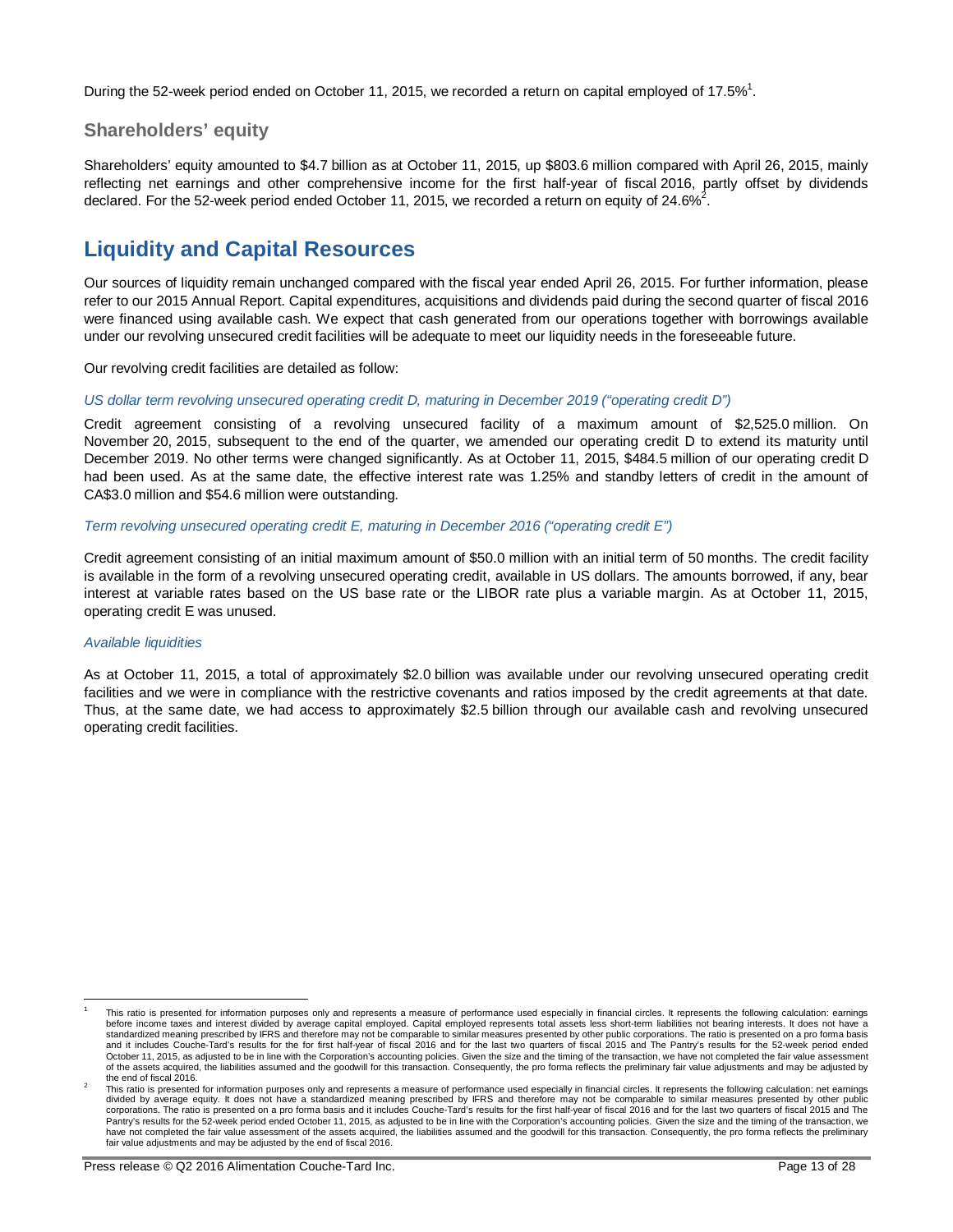During the 52-week period ended on October 11, 2015, we recorded a return on capital employed of 17.5%[1].

## Shareholders' equity

Shareholders' equity amounted to $4.7 billion as at October 11, 2015, up $803.6 million compared with April 26, 2015, mainly reflecting net earnings and other comprehensive income for the first half-year of fiscal 2016, partly offset by dividends declared. For the 52-week period ended October 11, 2015, we recorded a return on equity of 24.6%[2].

# Liquidity and Capital Resources

Our sources of liquidity remain unchanged compared with the fiscal year ended April 26, 2015. For further information, please refer to our 2015 Annual Report. Capital expenditures, acquisitions and dividends paid during the second quarter of fiscal 2016 were financed using available cash. We expect that cash generated from our operations together with borrowings available under our revolving unsecured credit facilities will be adequate to meet our liquidity needs in the foreseeable future.

Our revolving credit facilities are detailed as follow:

*US dollar term revolving unsecured operating credit D, maturing in December 2019 ("operating credit D")*

Credit agreement consisting of a revolving unsecured facility of a maximum amount of $2,525.0 million. On November 20, 2015, subsequent to the end of the quarter, we amended our operating credit D to extend its maturity until December 2019. No other terms were changed significantly. As at October 11, 2015, $484.5 million of our operating credit D had been used. As at the same date, the effective interest rate was 1.25% and standby letters of credit in the amount of CA$3.0 million and $54.6 million were outstanding.

*Term revolving unsecured operating credit E, maturing in December 2016 ("operating credit E")*

Credit agreement consisting of an initial maximum amount of $50.0 million with an initial term of 50 months. The credit facility is available in the form of a revolving unsecured operating credit, available in US dollars. The amounts borrowed, if any, bear interest at variable rates based on the US base rate or the LIBOR rate plus a variable margin. As at October 11, 2015, operating credit E was unused.

*Available liquidities*

As at October 11, 2015, a total of approximately $2.0 billion was available under our revolving unsecured operating credit facilities and we were in compliance with the restrictive covenants and ratios imposed by the credit agreements at that date. Thus, at the same date, we had access to approximately $2.5 billion through our available cash and revolving unsecured operating credit facilities.

---

[1] This ratio is presented for information purposes only and represents a measure of performance used especially in financial circles. It represents the following calculation: earnings before income taxes and interest divided by average capital employed. Capital employed represents total assets less short-term liabilities not bearing interests. It does not have a standardized meaning prescribed by IFRS and therefore may not be comparable to similar measures presented by other public corporations. The ratio is presented on a pro forma basis and it includes Couche-Tard's results for the for first half-year of fiscal 2016 and for the last two quarters of fiscal 2015 and The Pantry's results for the 52-week period ended October 11, 2015, as adjusted to be in line with the Corporation's accounting policies. Given the size and the timing of the transaction, we have not completed the fair value assessment of the assets acquired, the liabilities assumed and the goodwill for this transaction. Consequently, the pro forma reflects the preliminary fair value adjustments and may be adjusted by the end of fiscal 2016.

[2] This ratio is presented for information purposes only and represents a measure of performance used especially in financial circles. It represents the following calculation: net earnings divided by average equity. It does not have a standardized meaning prescribed by IFRS and therefore may not be comparable to similar measures presented by other public corporations. The ratio is presented on a pro forma basis and it includes Couche-Tard's results for the first half-year of fiscal 2016 and for the last two quarters of fiscal 2015 and The Pantry's results for the 52-week period ended October 11, 2015, as adjusted to be in line with the Corporation's accounting policies. Given the size and the timing of the transaction, we have not completed the fair value assessment of the assets acquired, the liabilities assumed and the goodwill for this transaction. Consequently, the pro forma reflects the preliminary fair value adjustments and may be adjusted by the end of fiscal 2016.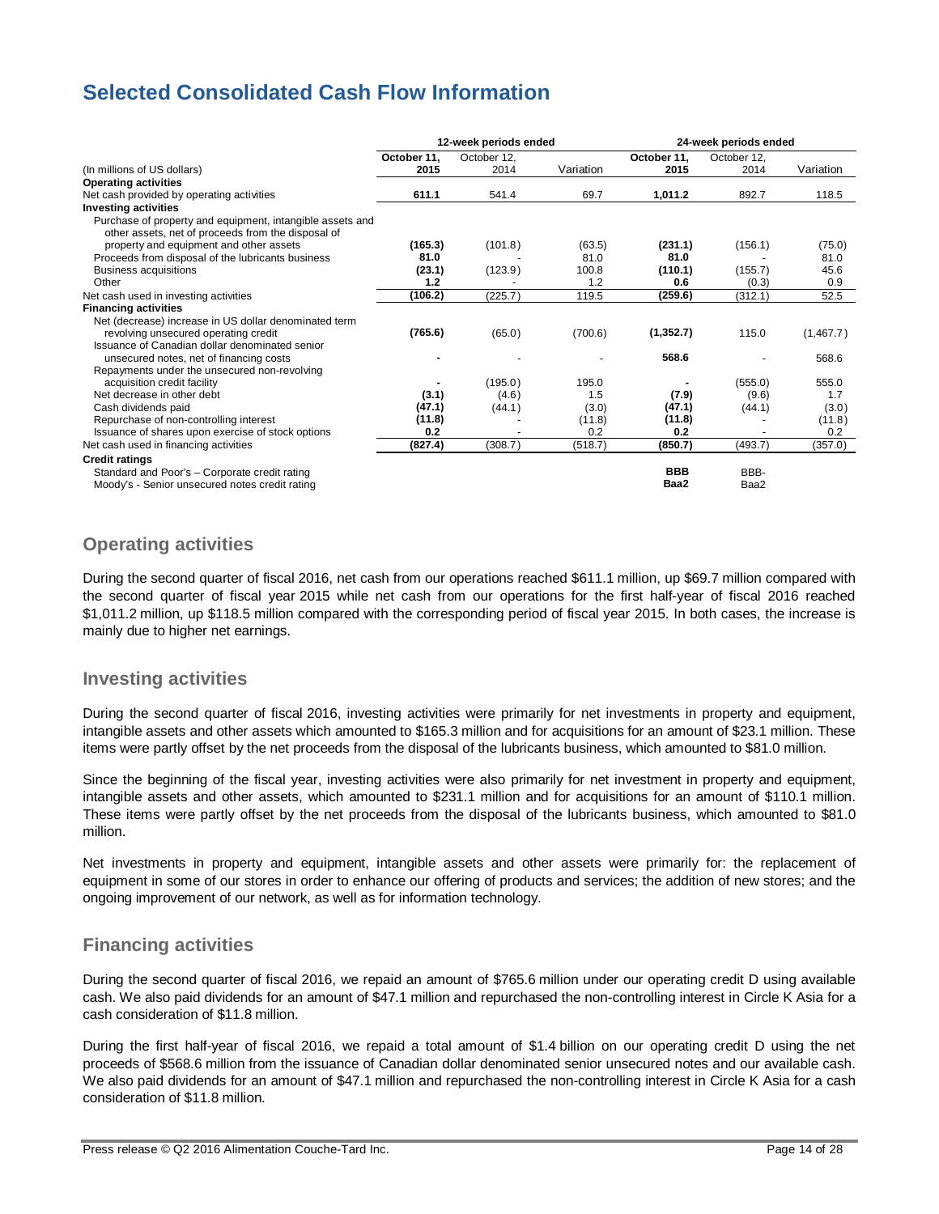## Selected Consolidated Cash Flow Information

| (In millions of US dollars) | 12-week periods ended | | | 24-week periods ended | | |
|---|---|---|---|---|---|---|
| | **October 11, 2015** | October 12, 2014 | Variation | **October 11, 2015** | October 12, 2014 | Variation |
| **Operating activities** | | | | | | |
| Net cash provided by operating activities | **611.1** | 541.4 | 69.7 | **1,011.2** | 892.7 | 118.5 |
| **Investing activities** | | | | | | |
| Purchase of property and equipment, intangible assets and other assets, net of proceeds from the disposal of property and equipment and other assets | **(165.3)** | (101.8) | (63.5) | **(231.1)** | (156.1) | (75.0) |
| Proceeds from disposal of the lubricants business | **81.0** | - | 81.0 | **81.0** | - | 81.0 |
| Business acquisitions | **(23.1)** | (123.9) | 100.8 | **(110.1)** | (155.7) | 45.6 |
| Other | **1.2** | - | 1.2 | **0.6** | (0.3) | 0.9 |
| Net cash used in investing activities | **(106.2)** | (225.7) | 119.5 | **(259.6)** | (312.1) | 52.5 |
| **Financing activities** | | | | | | |
| Net (decrease) increase in US dollar denominated term revolving unsecured operating credit | **(765.6)** | (65.0) | (700.6) | **(1,352.7)** | 115.0 | (1,467.7) |
| Issuance of Canadian dollar denominated senior unsecured notes, net of financing costs | **-** | - | - | **568.6** | - | 568.6 |
| Repayments under the unsecured non-revolving acquisition credit facility | **-** | (195.0) | 195.0 | **-** | (555.0) | 555.0 |
| Net decrease in other debt | **(3.1)** | (4.6) | 1.5 | **(7.9)** | (9.6) | 1.7 |
| Cash dividends paid | **(47.1)** | (44.1) | (3.0) | **(47.1)** | (44.1) | (3.0) |
| Repurchase of non-controlling interest | **(11.8)** | - | (11.8) | **(11.8)** | - | (11.8) |
| Issuance of shares upon exercise of stock options | **0.2** | - | 0.2 | **0.2** | - | 0.2 |
| Net cash used in financing activities | **(827.4)** | (308.7) | (518.7) | **(850.7)** | (493.7) | (357.0) |
| **Credit ratings** | | | | | | |
| Standard and Poor's – Corporate credit rating | | | | **BBB** | BBB- | |
| Moody's - Senior unsecured notes credit rating | | | | **Baa2** | Baa2 | |

### Operating activities

During the second quarter of fiscal 2016, net cash from our operations reached $611.1 million, up $69.7 million compared with the second quarter of fiscal year 2015 while net cash from our operations for the first half-year of fiscal 2016 reached $1,011.2 million, up $118.5 million compared with the corresponding period of fiscal year 2015. In both cases, the increase is mainly due to higher net earnings.

### Investing activities

During the second quarter of fiscal 2016, investing activities were primarily for net investments in property and equipment, intangible assets and other assets which amounted to $165.3 million and for acquisitions for an amount of $23.1 million. These items were partly offset by the net proceeds from the disposal of the lubricants business, which amounted to $81.0 million.

Since the beginning of the fiscal year, investing activities were also primarily for net investment in property and equipment, intangible assets and other assets, which amounted to $231.1 million and for acquisitions for an amount of $110.1 million. These items were partly offset by the net proceeds from the disposal of the lubricants business, which amounted to $81.0 million.

Net investments in property and equipment, intangible assets and other assets were primarily for: the replacement of equipment in some of our stores in order to enhance our offering of products and services; the addition of new stores; and the ongoing improvement of our network, as well as for information technology.

### Financing activities

During the second quarter of fiscal 2016, we repaid an amount of $765.6 million under our operating credit D using available cash. We also paid dividends for an amount of $47.1 million and repurchased the non-controlling interest in Circle K Asia for a cash consideration of $11.8 million.

During the first half-year of fiscal 2016, we repaid a total amount of $1.4 billion on our operating credit D using the net proceeds of $568.6 million from the issuance of Canadian dollar denominated senior unsecured notes and our available cash. We also paid dividends for an amount of $47.1 million and repurchased the non-controlling interest in Circle K Asia for a cash consideration of $11.8 million.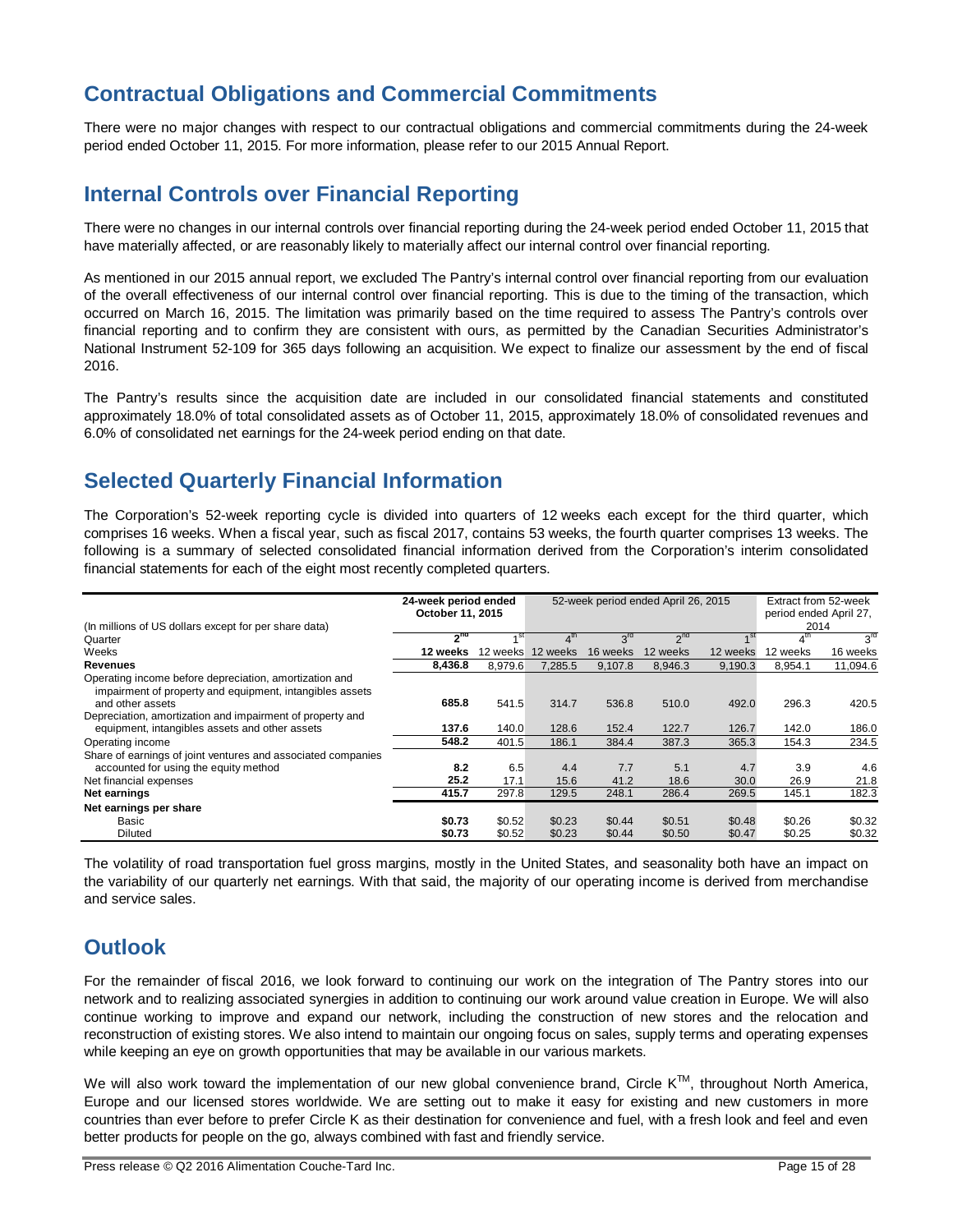## Contractual Obligations and Commercial Commitments

There were no major changes with respect to our contractual obligations and commercial commitments during the 24-week period ended October 11, 2015. For more information, please refer to our 2015 Annual Report.

## Internal Controls over Financial Reporting

There were no changes in our internal controls over financial reporting during the 24-week period ended October 11, 2015 that have materially affected, or are reasonably likely to materially affect our internal control over financial reporting.

As mentioned in our 2015 annual report, we excluded The Pantry's internal control over financial reporting from our evaluation of the overall effectiveness of our internal control over financial reporting. This is due to the timing of the transaction, which occurred on March 16, 2015. The limitation was primarily based on the time required to assess The Pantry's controls over financial reporting and to confirm they are consistent with ours, as permitted by the Canadian Securities Administrator's National Instrument 52-109 for 365 days following an acquisition. We expect to finalize our assessment by the end of fiscal 2016.

The Pantry's results since the acquisition date are included in our consolidated financial statements and constituted approximately 18.0% of total consolidated assets as of October 11, 2015, approximately 18.0% of consolidated revenues and 6.0% of consolidated net earnings for the 24-week period ending on that date.

## Selected Quarterly Financial Information

The Corporation's 52-week reporting cycle is divided into quarters of 12 weeks each except for the third quarter, which comprises 16 weeks. When a fiscal year, such as fiscal 2017, contains 53 weeks, the fourth quarter comprises 13 weeks. The following is a summary of selected consolidated financial information derived from the Corporation's interim consolidated financial statements for each of the eight most recently completed quarters.

| (In millions of US dollars except for per share data) | 24-week period ended October 11, 2015 | | 52-week period ended April 26, 2015 | | | | Extract from 52-week period ended April 27, 2014 | |
|---|---|---|---|---|---|---|---|---|
| Quarter | **2nd** | 1st | 4th | 3rd | 2nd | 1st | 4th | 3rd |
| Weeks | **12 weeks** | 12 weeks | 12 weeks | 16 weeks | 12 weeks | 12 weeks | 12 weeks | 16 weeks |
| **Revenues** | **8,436.8** | 8,979.6 | 7,285.5 | 9,107.8 | 8,946.3 | 9,190.3 | 8,954.1 | 11,094.6 |
| Operating income before depreciation, amortization and impairment of property and equipment, intangibles assets and other assets | **685.8** | 541.5 | 314.7 | 536.8 | 510.0 | 492.0 | 296.3 | 420.5 |
| Depreciation, amortization and impairment of property and equipment, intangibles assets and other assets | **137.6** | 140.0 | 128.6 | 152.4 | 122.7 | 126.7 | 142.0 | 186.0 |
| Operating income | **548.2** | 401.5 | 186.1 | 384.4 | 387.3 | 365.3 | 154.3 | 234.5 |
| Share of earnings of joint ventures and associated companies accounted for using the equity method | **8.2** | 6.5 | 4.4 | 7.7 | 5.1 | 4.7 | 3.9 | 4.6 |
| Net financial expenses | **25.2** | 17.1 | 15.6 | 41.2 | 18.6 | 30.0 | 26.9 | 21.8 |
| **Net earnings** | **415.7** | 297.8 | 129.5 | 248.1 | 286.4 | 269.5 | 145.1 | 182.3 |
| **Net earnings per share** | | | | | | | | |
| Basic | **$0.73** | $0.52 | $0.23 | $0.44 | $0.51 | $0.48 | $0.26 | $0.32 |
| Diluted | **$0.73** | $0.52 | $0.23 | $0.44 | $0.50 | $0.47 | $0.25 | $0.32 |

The volatility of road transportation fuel gross margins, mostly in the United States, and seasonality both have an impact on the variability of our quarterly net earnings. With that said, the majority of our operating income is derived from merchandise and service sales.

## Outlook

For the remainder of fiscal 2016, we look forward to continuing our work on the integration of The Pantry stores into our network and to realizing associated synergies in addition to continuing our work around value creation in Europe. We will also continue working to improve and expand our network, including the construction of new stores and the relocation and reconstruction of existing stores. We also intend to maintain our ongoing focus on sales, supply terms and operating expenses while keeping an eye on growth opportunities that may be available in our various markets.

We will also work toward the implementation of our new global convenience brand, Circle K™, throughout North America, Europe and our licensed stores worldwide. We are setting out to make it easy for existing and new customers in more countries than ever before to prefer Circle K as their destination for convenience and fuel, with a fresh look and feel and even better products for people on the go, always combined with fast and friendly service.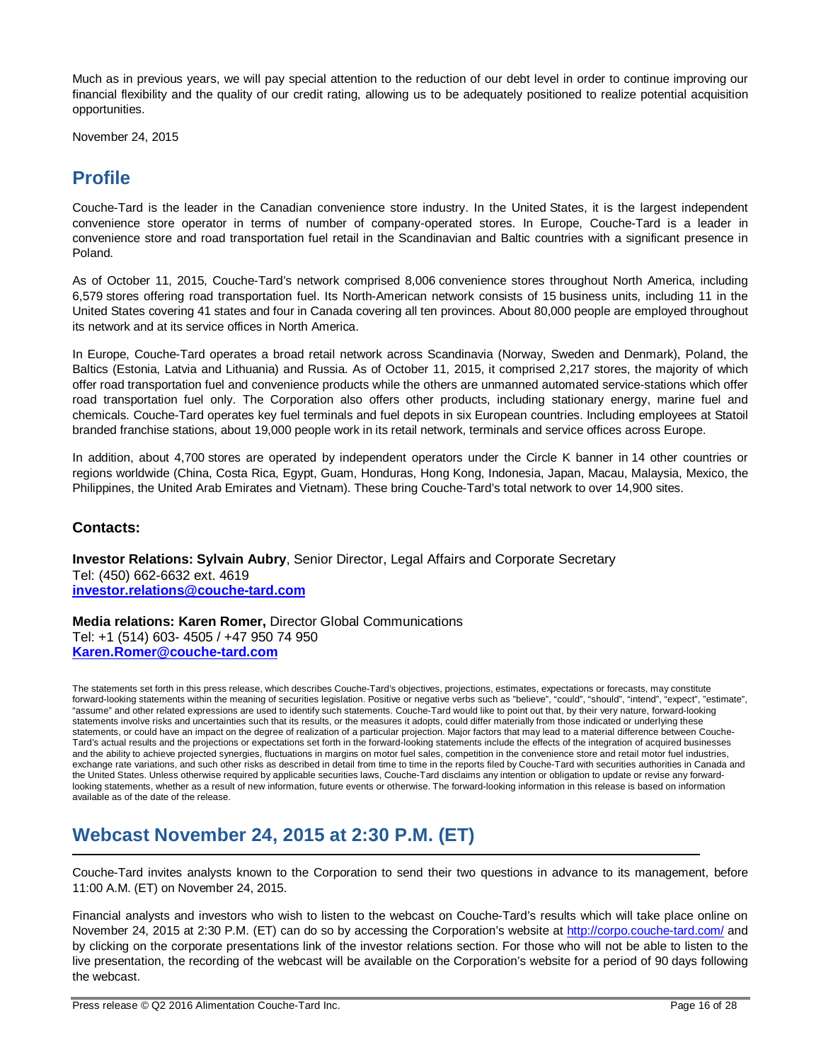Much as in previous years, we will pay special attention to the reduction of our debt level in order to continue improving our financial flexibility and the quality of our credit rating, allowing us to be adequately positioned to realize potential acquisition opportunities.

November 24, 2015

## Profile

Couche-Tard is the leader in the Canadian convenience store industry. In the United States, it is the largest independent convenience store operator in terms of number of company-operated stores. In Europe, Couche-Tard is a leader in convenience store and road transportation fuel retail in the Scandinavian and Baltic countries with a significant presence in Poland.

As of October 11, 2015, Couche-Tard's network comprised 8,006 convenience stores throughout North America, including 6,579 stores offering road transportation fuel. Its North-American network consists of 15 business units, including 11 in the United States covering 41 states and four in Canada covering all ten provinces. About 80,000 people are employed throughout its network and at its service offices in North America.

In Europe, Couche-Tard operates a broad retail network across Scandinavia (Norway, Sweden and Denmark), Poland, the Baltics (Estonia, Latvia and Lithuania) and Russia. As of October 11, 2015, it comprised 2,217 stores, the majority of which offer road transportation fuel and convenience products while the others are unmanned automated service-stations which offer road transportation fuel only. The Corporation also offers other products, including stationary energy, marine fuel and chemicals. Couche-Tard operates key fuel terminals and fuel depots in six European countries. Including employees at Statoil branded franchise stations, about 19,000 people work in its retail network, terminals and service offices across Europe.

In addition, about 4,700 stores are operated by independent operators under the Circle K banner in 14 other countries or regions worldwide (China, Costa Rica, Egypt, Guam, Honduras, Hong Kong, Indonesia, Japan, Macau, Malaysia, Mexico, the Philippines, the United Arab Emirates and Vietnam). These bring Couche-Tard's total network to over 14,900 sites.

### Contacts:

**Investor Relations: Sylvain Aubry**, Senior Director, Legal Affairs and Corporate Secretary
Tel: (450) 662-6632 ext. 4619
**investor.relations@couche-tard.com**

**Media relations: Karen Romer,** Director Global Communications
Tel: +1 (514) 603- 4505 / +47 950 74 950
**Karen.Romer@couche-tard.com**

The statements set forth in this press release, which describes Couche-Tard's objectives, projections, estimates, expectations or forecasts, may constitute forward-looking statements within the meaning of securities legislation. Positive or negative verbs such as "believe", "could", "should", "intend", "expect", "estimate", "assume" and other related expressions are used to identify such statements. Couche-Tard would like to point out that, by their very nature, forward-looking statements involve risks and uncertainties such that its results, or the measures it adopts, could differ materially from those indicated or underlying these statements, or could have an impact on the degree of realization of a particular projection. Major factors that may lead to a material difference between Couche-Tard's actual results and the projections or expectations set forth in the forward-looking statements include the effects of the integration of acquired businesses and the ability to achieve projected synergies, fluctuations in margins on motor fuel sales, competition in the convenience store and retail motor fuel industries, exchange rate variations, and such other risks as described in detail from time to time in the reports filed by Couche-Tard with securities authorities in Canada and the United States. Unless otherwise required by applicable securities laws, Couche-Tard disclaims any intention or obligation to update or revise any forward-looking statements, whether as a result of new information, future events or otherwise. The forward-looking information in this release is based on information available as of the date of the release.

## Webcast November 24, 2015 at 2:30 P.M. (ET)

Couche-Tard invites analysts known to the Corporation to send their two questions in advance to its management, before 11:00 A.M. (ET) on November 24, 2015.

Financial analysts and investors who wish to listen to the webcast on Couche-Tard's results which will take place online on November 24, 2015 at 2:30 P.M. (ET) can do so by accessing the Corporation's website at http://corpo.couche-tard.com/ and by clicking on the corporate presentations link of the investor relations section. For those who will not be able to listen to the live presentation, the recording of the webcast will be available on the Corporation's website for a period of 90 days following the webcast.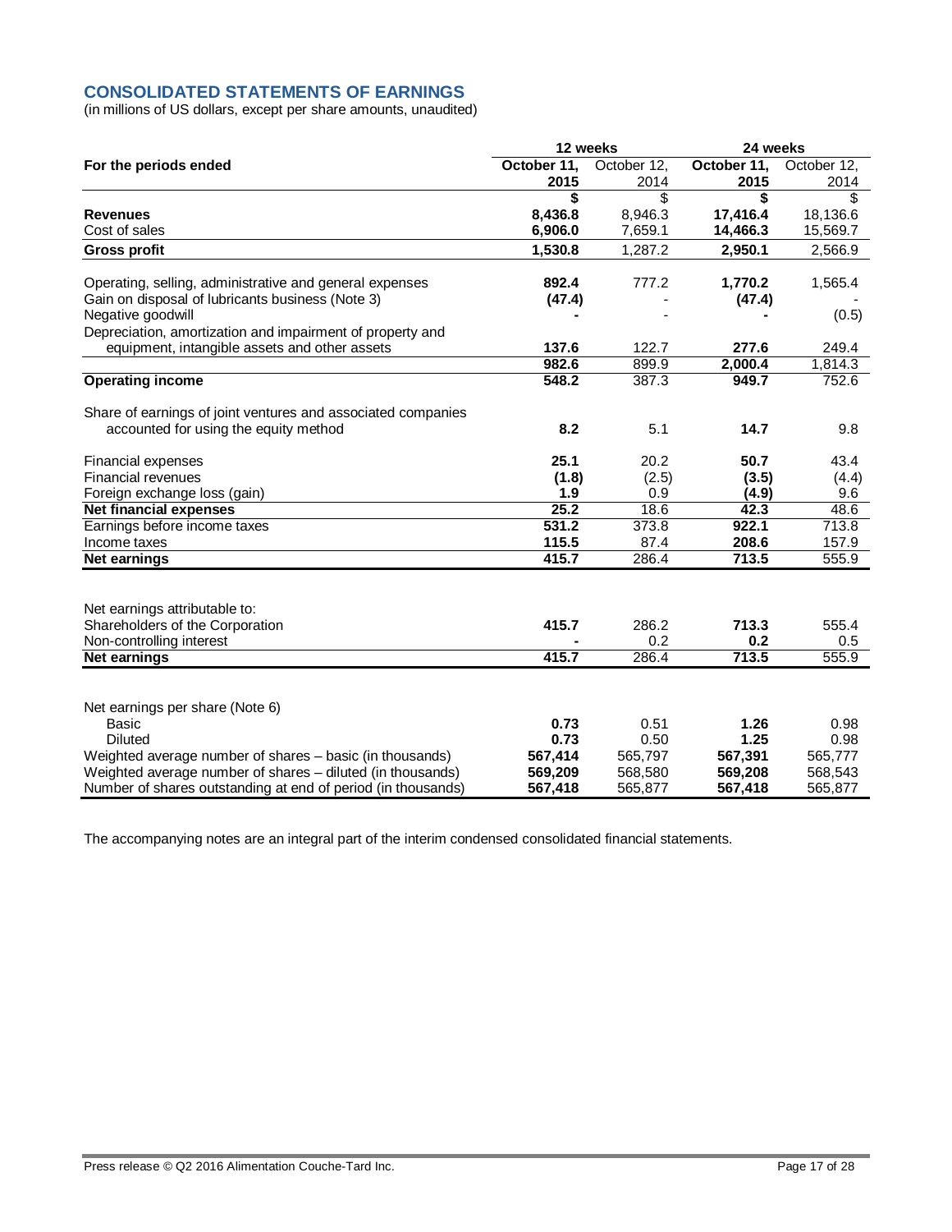## CONSOLIDATED STATEMENTS OF EARNINGS

(in millions of US dollars, except per share amounts, unaudited)

| | 12 weeks | | 24 weeks | |
|---|---|---|---|---|
| **For the periods ended** | **October 11, 2015** | October 12, 2014 | **October 11, 2015** | October 12, 2014 |
| | **$** | $ | **$** | $ |
| **Revenues** | **8,436.8** | 8,946.3 | **17,416.4** | 18,136.6 |
| Cost of sales | **6,906.0** | 7,659.1 | **14,466.3** | 15,569.7 |
| **Gross profit** | **1,530.8** | 1,287.2 | **2,950.1** | 2,566.9 |
| Operating, selling, administrative and general expenses | **892.4** | 777.2 | **1,770.2** | 1,565.4 |
| Gain on disposal of lubricants business (Note 3) | **(47.4)** | - | **(47.4)** | - |
| Negative goodwill | **-** | - | **-** | (0.5) |
| Depreciation, amortization and impairment of property and equipment, intangible assets and other assets | **137.6** | 122.7 | **277.6** | 249.4 |
| | **982.6** | 899.9 | **2,000.4** | 1,814.3 |
| **Operating income** | **548.2** | 387.3 | **949.7** | 752.6 |
| Share of earnings of joint ventures and associated companies accounted for using the equity method | **8.2** | 5.1 | **14.7** | 9.8 |
| Financial expenses | **25.1** | 20.2 | **50.7** | 43.4 |
| Financial revenues | **(1.8)** | (2.5) | **(3.5)** | (4.4) |
| Foreign exchange loss (gain) | **1.9** | 0.9 | **(4.9)** | 9.6 |
| **Net financial expenses** | **25.2** | 18.6 | **42.3** | 48.6 |
| Earnings before income taxes | **531.2** | 373.8 | **922.1** | 713.8 |
| Income taxes | **115.5** | 87.4 | **208.6** | 157.9 |
| **Net earnings** | **415.7** | 286.4 | **713.5** | 555.9 |
| | | | | |
| Net earnings attributable to: | | | | |
| Shareholders of the Corporation | **415.7** | 286.2 | **713.3** | 555.4 |
| Non-controlling interest | **-** | 0.2 | **0.2** | 0.5 |
| **Net earnings** | **415.7** | 286.4 | **713.5** | 555.9 |
| | | | | |
| Net earnings per share (Note 6) | | | | |
| Basic | **0.73** | 0.51 | **1.26** | 0.98 |
| Diluted | **0.73** | 0.50 | **1.25** | 0.98 |
| Weighted average number of shares – basic (in thousands) | **567,414** | 565,797 | **567,391** | 565,777 |
| Weighted average number of shares – diluted (in thousands) | **569,209** | 568,580 | **569,208** | 568,543 |
| Number of shares outstanding at end of period (in thousands) | **567,418** | 565,877 | **567,418** | 565,877 |

The accompanying notes are an integral part of the interim condensed consolidated financial statements.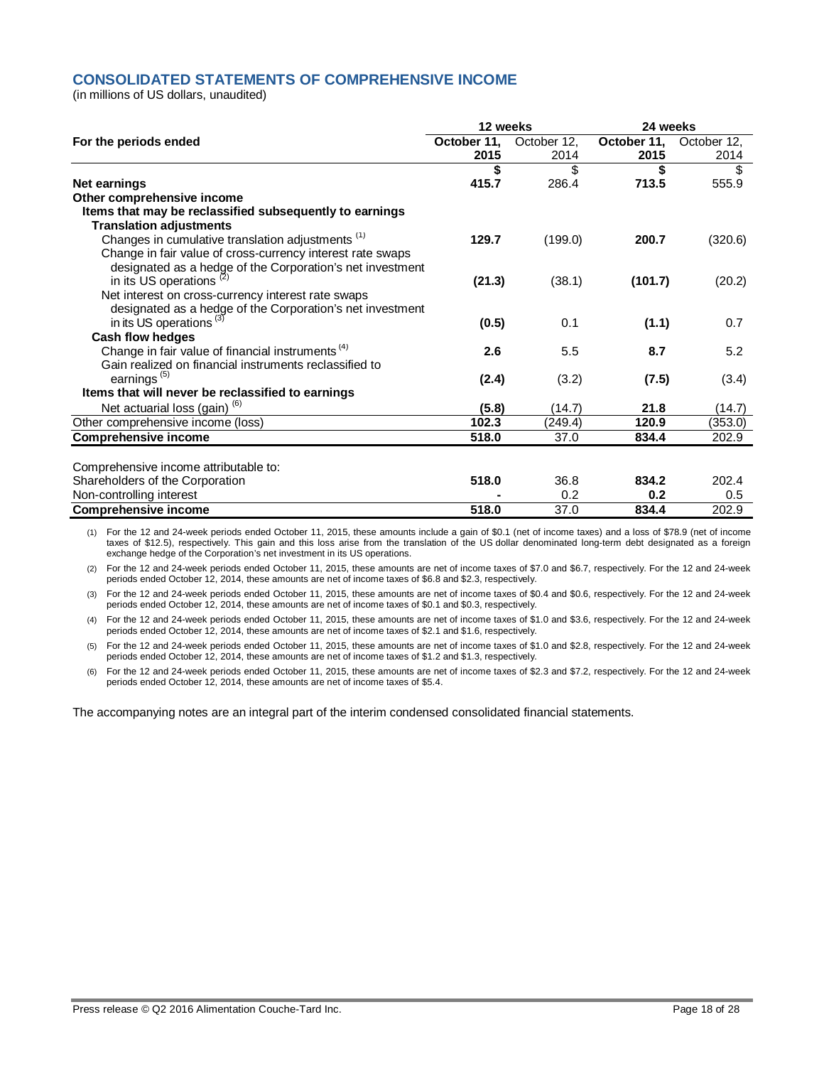## CONSOLIDATED STATEMENTS OF COMPREHENSIVE INCOME

(in millions of US dollars, unaudited)

| For the periods ended | 12 weeks | | 24 weeks | |
|---|---|---|---|---|
| | **October 11, 2015** | October 12, 2014 | **October 11, 2015** | October 12, 2014 |
| | **$** | $ | **$** | $ |
| **Net earnings** | **415.7** | 286.4 | **713.5** | 555.9 |
| **Other comprehensive income** | | | | |
| **Items that may be reclassified subsequently to earnings** | | | | |
| **Translation adjustments** | | | | |
| Changes in cumulative translation adjustments (1) | **129.7** | (199.0) | **200.7** | (320.6) |
| Change in fair value of cross-currency interest rate swaps designated as a hedge of the Corporation's net investment in its US operations (2) | **(21.3)** | (38.1) | **(101.7)** | (20.2) |
| Net interest on cross-currency interest rate swaps designated as a hedge of the Corporation's net investment in its US operations (3) | **(0.5)** | 0.1 | **(1.1)** | 0.7 |
| **Cash flow hedges** | | | | |
| Change in fair value of financial instruments (4) | **2.6** | 5.5 | **8.7** | 5.2 |
| Gain realized on financial instruments reclassified to earnings (5) | **(2.4)** | (3.2) | **(7.5)** | (3.4) |
| **Items that will never be reclassified to earnings** | | | | |
| Net actuarial loss (gain) (6) | **(5.8)** | (14.7) | **21.8** | (14.7) |
| Other comprehensive income (loss) | **102.3** | (249.4) | **120.9** | (353.0) |
| **Comprehensive income** | **518.0** | 37.0 | **834.4** | 202.9 |
| | | | | |
| Comprehensive income attributable to: | | | | |
| Shareholders of the Corporation | **518.0** | 36.8 | **834.2** | 202.4 |
| Non-controlling interest | **-** | 0.2 | **0.2** | 0.5 |
| **Comprehensive income** | **518.0** | 37.0 | **834.4** | 202.9 |

(1) For the 12 and 24-week periods ended October 11, 2015, these amounts include a gain of $0.1 (net of income taxes) and a loss of $78.9 (net of income taxes of $12.5), respectively. This gain and this loss arise from the translation of the US dollar denominated long-term debt designated as a foreign exchange hedge of the Corporation's net investment in its US operations.

(2) For the 12 and 24-week periods ended October 11, 2015, these amounts are net of income taxes of $7.0 and $6.7, respectively. For the 12 and 24-week periods ended October 12, 2014, these amounts are net of income taxes of $6.8 and $2.3, respectively.

(3) For the 12 and 24-week periods ended October 11, 2015, these amounts are net of income taxes of $0.4 and $0.6, respectively. For the 12 and 24-week periods ended October 12, 2014, these amounts are net of income taxes of $0.1 and $0.3, respectively.

(4) For the 12 and 24-week periods ended October 11, 2015, these amounts are net of income taxes of $1.0 and $3.6, respectively. For the 12 and 24-week periods ended October 12, 2014, these amounts are net of income taxes of $2.1 and $1.6, respectively.

(5) For the 12 and 24-week periods ended October 11, 2015, these amounts are net of income taxes of $1.0 and $2.8, respectively. For the 12 and 24-week periods ended October 12, 2014, these amounts are net of income taxes of $1.2 and $1.3, respectively.

(6) For the 12 and 24-week periods ended October 11, 2015, these amounts are net of income taxes of $2.3 and $7.2, respectively. For the 12 and 24-week periods ended October 12, 2014, these amounts are net of income taxes of $5.4.

The accompanying notes are an integral part of the interim condensed consolidated financial statements.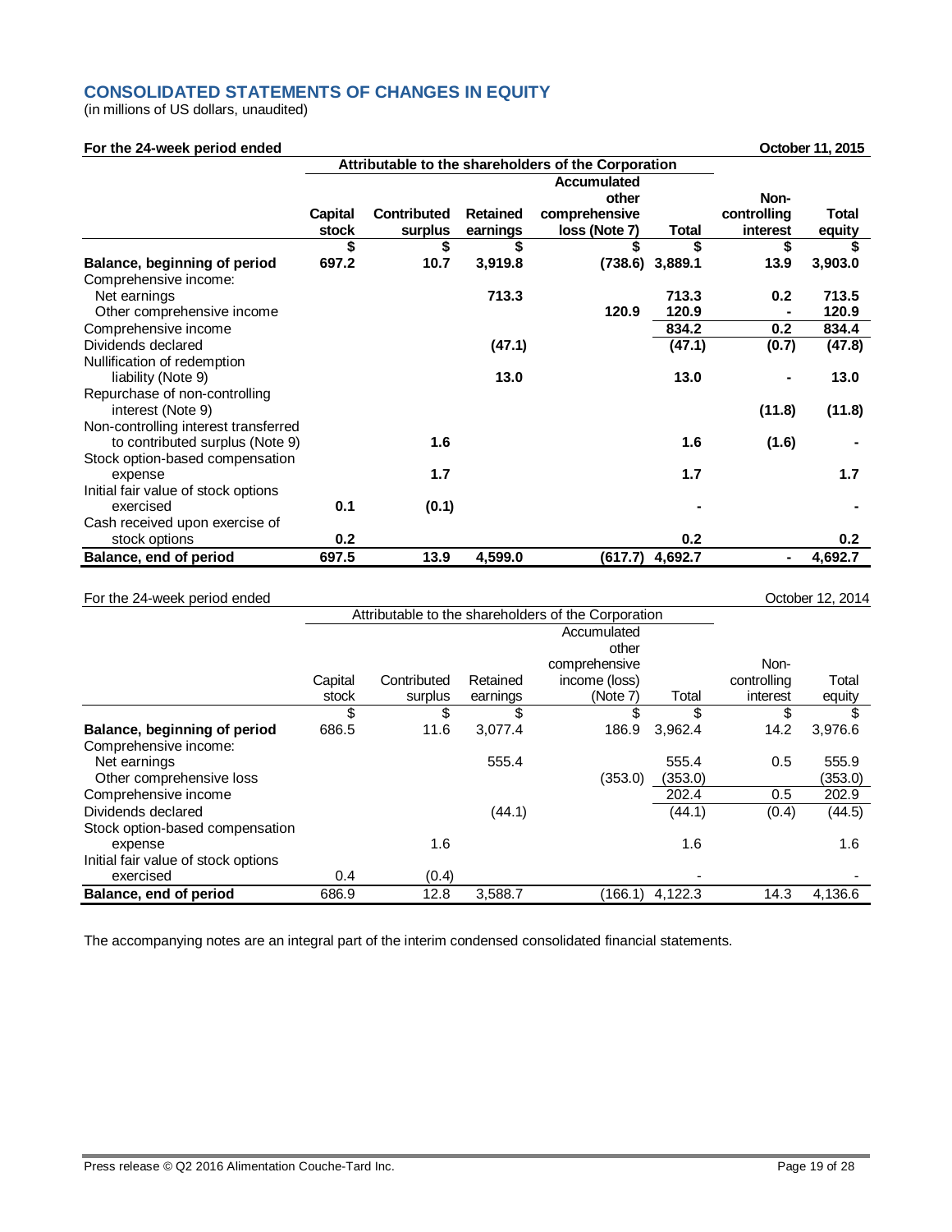## CONSOLIDATED STATEMENTS OF CHANGES IN EQUITY

(in millions of US dollars, unaudited)

**For the 24-week period ended October 11, 2015**

| | Attributable to the shareholders of the Corporation | | | | | | |
|---|---|---|---|---|---|---|---|
| | **Capital stock** | **Contributed surplus** | **Retained earnings** | **Accumulated other comprehensive loss (Note 7)** | **Total** | **Non-controlling interest** | **Total equity** |
| | **$** | **$** | **$** | **$** | **$** | **$** | **$** |
| **Balance, beginning of period** | **697.2** | **10.7** | **3,919.8** | **(738.6)** | **3,889.1** | **13.9** | **3,903.0** |
| Comprehensive income: | | | | | | | |
| Net earnings | | | **713.3** | | **713.3** | **0.2** | **713.5** |
| Other comprehensive income | | | | **120.9** | **120.9** | **-** | **120.9** |
| Comprehensive income | | | | | **834.2** | **0.2** | **834.4** |
| Dividends declared | | | **(47.1)** | | **(47.1)** | **(0.7)** | **(47.8)** |
| Nullification of redemption liability (Note 9) | | | **13.0** | | **13.0** | **-** | **13.0** |
| Repurchase of non-controlling interest (Note 9) | | | | | | **(11.8)** | **(11.8)** |
| Non-controlling interest transferred to contributed surplus (Note 9) | | **1.6** | | | **1.6** | **(1.6)** | **-** |
| Stock option-based compensation expense | | **1.7** | | | **1.7** | | **1.7** |
| Initial fair value of stock options exercised | **0.1** | **(0.1)** | | | **-** | | **-** |
| Cash received upon exercise of stock options | **0.2** | | | | **0.2** | | **0.2** |
| **Balance, end of period** | **697.5** | **13.9** | **4,599.0** | **(617.7)** | **4,692.7** | **-** | **4,692.7** |

For the 24-week period ended October 12, 2014

| | Attributable to the shareholders of the Corporation | | | | | | |
|---|---|---|---|---|---|---|---|
| | Capital stock | Contributed surplus | Retained earnings | Accumulated other comprehensive income (loss) (Note 7) | Total | Non-controlling interest | Total equity |
| | $ | $ | $ | $ | $ | $ | $ |
| **Balance, beginning of period** | 686.5 | 11.6 | 3,077.4 | 186.9 | 3,962.4 | 14.2 | 3,976.6 |
| Comprehensive income: | | | | | | | |
| Net earnings | | | 555.4 | | 555.4 | 0.5 | 555.9 |
| Other comprehensive loss | | | | (353.0) | (353.0) | | (353.0) |
| Comprehensive income | | | | | 202.4 | 0.5 | 202.9 |
| Dividends declared | | | (44.1) | | (44.1) | (0.4) | (44.5) |
| Stock option-based compensation expense | | 1.6 | | | 1.6 | | 1.6 |
| Initial fair value of stock options exercised | 0.4 | (0.4) | | | - | | - |
| **Balance, end of period** | 686.9 | 12.8 | 3,588.7 | (166.1) | 4,122.3 | 14.3 | 4,136.6 |

The accompanying notes are an integral part of the interim condensed consolidated financial statements.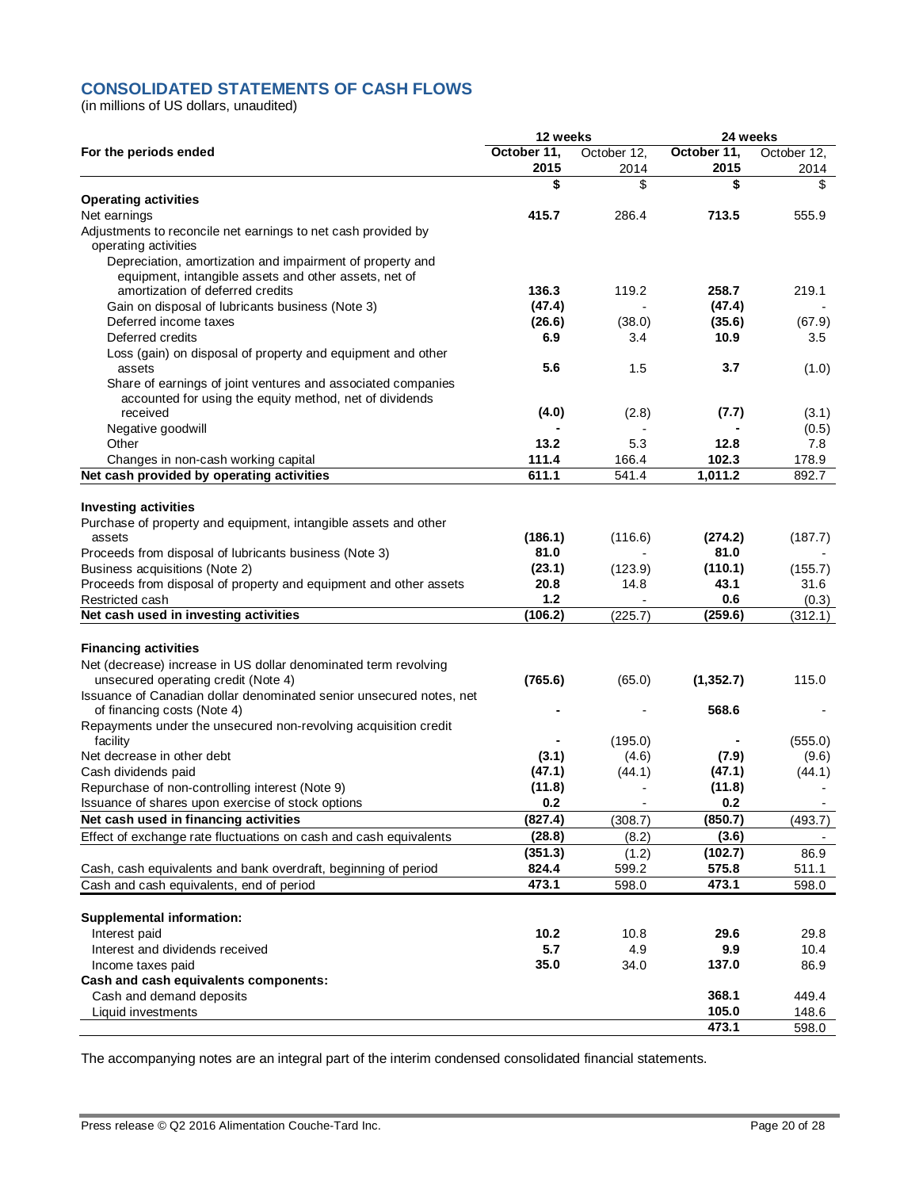## CONSOLIDATED STATEMENTS OF CASH FLOWS

(in millions of US dollars, unaudited)

| | 12 weeks | | 24 weeks | |
|---|---|---|---|---|
| **For the periods ended** | **October 11, 2015** | October 12, 2014 | **October 11, 2015** | October 12, 2014 |
| | **$** | $ | **$** | $ |
| **Operating activities** | | | | |
| Net earnings | **415.7** | 286.4 | **713.5** | 555.9 |
| Adjustments to reconcile net earnings to net cash provided by operating activities | | | | |
| Depreciation, amortization and impairment of property and equipment, intangible assets and other assets, net of amortization of deferred credits | **136.3** | 119.2 | **258.7** | 219.1 |
| Gain on disposal of lubricants business (Note 3) | **(47.4)** | - | **(47.4)** | - |
| Deferred income taxes | **(26.6)** | (38.0) | **(35.6)** | (67.9) |
| Deferred credits | **6.9** | 3.4 | **10.9** | 3.5 |
| Loss (gain) on disposal of property and equipment and other assets | **5.6** | 1.5 | **3.7** | (1.0) |
| Share of earnings of joint ventures and associated companies accounted for using the equity method, net of dividends received | **(4.0)** | (2.8) | **(7.7)** | (3.1) |
| Negative goodwill | **-** | - | **-** | (0.5) |
| Other | **13.2** | 5.3 | **12.8** | 7.8 |
| Changes in non-cash working capital | **111.4** | 166.4 | **102.3** | 178.9 |
| **Net cash provided by operating activities** | **611.1** | 541.4 | **1,011.2** | 892.7 |
| **Investing activities** | | | | |
| Purchase of property and equipment, intangible assets and other assets | **(186.1)** | (116.6) | **(274.2)** | (187.7) |
| Proceeds from disposal of lubricants business (Note 3) | **81.0** | - | **81.0** | - |
| Business acquisitions (Note 2) | **(23.1)** | (123.9) | **(110.1)** | (155.7) |
| Proceeds from disposal of property and equipment and other assets | **20.8** | 14.8 | **43.1** | 31.6 |
| Restricted cash | **1.2** | - | **0.6** | (0.3) |
| **Net cash used in investing activities** | **(106.2)** | (225.7) | **(259.6)** | (312.1) |
| **Financing activities** | | | | |
| Net (decrease) increase in US dollar denominated term revolving unsecured operating credit (Note 4) | **(765.6)** | (65.0) | **(1,352.7)** | 115.0 |
| Issuance of Canadian dollar denominated senior unsecured notes, net of financing costs (Note 4) | **-** | - | **568.6** | - |
| Repayments under the unsecured non-revolving acquisition credit facility | **-** | (195.0) | **-** | (555.0) |
| Net decrease in other debt | **(3.1)** | (4.6) | **(7.9)** | (9.6) |
| Cash dividends paid | **(47.1)** | (44.1) | **(47.1)** | (44.1) |
| Repurchase of non-controlling interest (Note 9) | **(11.8)** | - | **(11.8)** | - |
| Issuance of shares upon exercise of stock options | **0.2** | - | **0.2** | - |
| **Net cash used in financing activities** | **(827.4)** | (308.7) | **(850.7)** | (493.7) |
| Effect of exchange rate fluctuations on cash and cash equivalents | **(28.8)** | (8.2) | **(3.6)** | - |
| | **(351.3)** | (1.2) | **(102.7)** | 86.9 |
| Cash, cash equivalents and bank overdraft, beginning of period | **824.4** | 599.2 | **575.8** | 511.1 |
| Cash and cash equivalents, end of period | **473.1** | 598.0 | **473.1** | 598.0 |
| **Supplemental information:** | | | | |
| Interest paid | **10.2** | 10.8 | **29.6** | 29.8 |
| Interest and dividends received | **5.7** | 4.9 | **9.9** | 10.4 |
| Income taxes paid | **35.0** | 34.0 | **137.0** | 86.9 |
| **Cash and cash equivalents components:** | | | | |
| Cash and demand deposits | | | **368.1** | 449.4 |
| Liquid investments | | | **105.0** | 148.6 |
| | | | **473.1** | 598.0 |

The accompanying notes are an integral part of the interim condensed consolidated financial statements.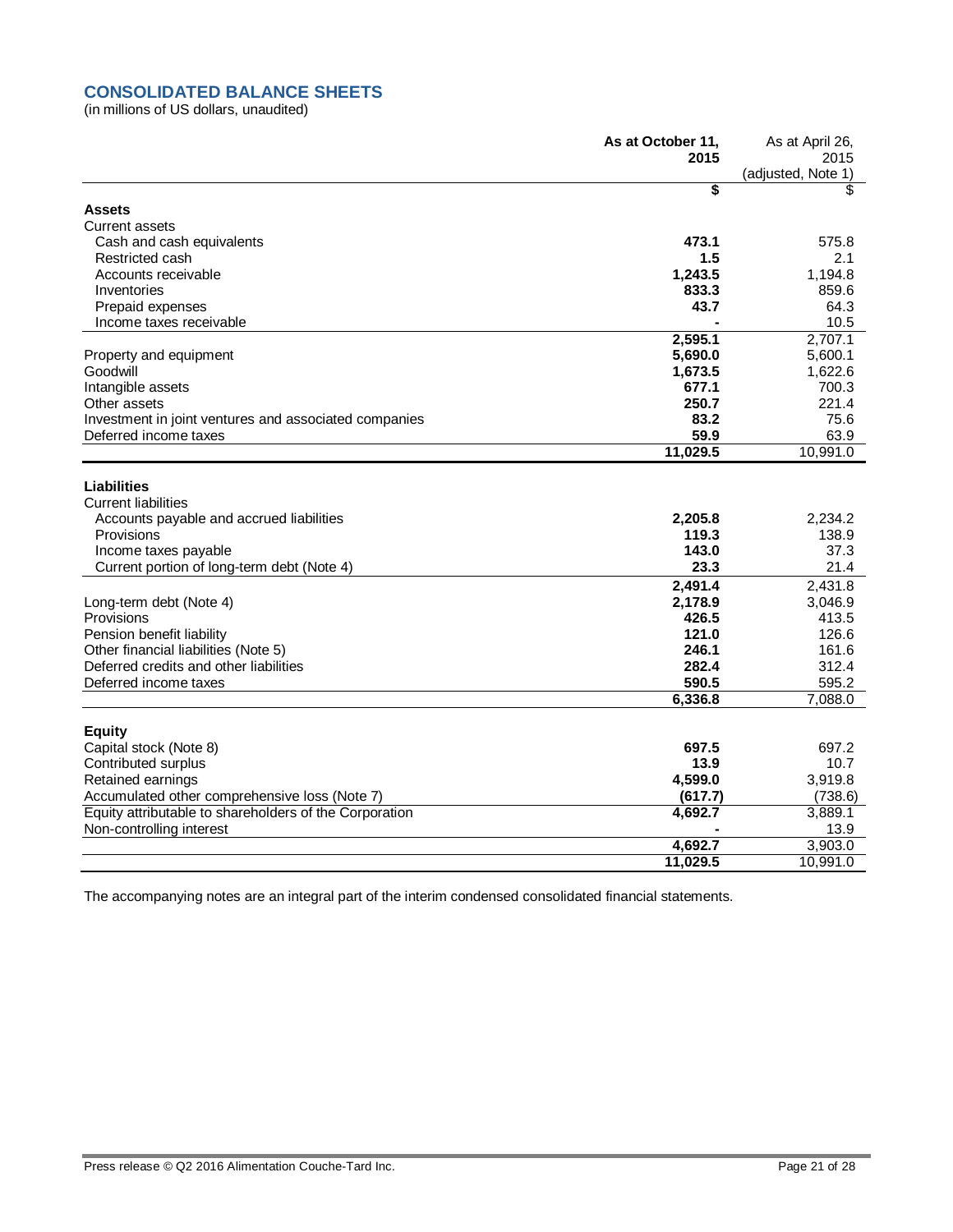## CONSOLIDATED BALANCE SHEETS

(in millions of US dollars, unaudited)

| | As at October 11, 2015 | As at April 26, 2015 (adjusted, Note 1) |
|---|---|---|
| | $ | $ |
| **Assets** | | |
| Current assets | | |
| Cash and cash equivalents | **473.1** | 575.8 |
| Restricted cash | **1.5** | 2.1 |
| Accounts receivable | **1,243.5** | 1,194.8 |
| Inventories | **833.3** | 859.6 |
| Prepaid expenses | **43.7** | 64.3 |
| Income taxes receivable | **-** | 10.5 |
| | **2,595.1** | 2,707.1 |
| Property and equipment | **5,690.0** | 5,600.1 |
| Goodwill | **1,673.5** | 1,622.6 |
| Intangible assets | **677.1** | 700.3 |
| Other assets | **250.7** | 221.4 |
| Investment in joint ventures and associated companies | **83.2** | 75.6 |
| Deferred income taxes | **59.9** | 63.9 |
| | **11,029.5** | 10,991.0 |
| **Liabilities** | | |
| Current liabilities | | |
| Accounts payable and accrued liabilities | **2,205.8** | 2,234.2 |
| Provisions | **119.3** | 138.9 |
| Income taxes payable | **143.0** | 37.3 |
| Current portion of long-term debt (Note 4) | **23.3** | 21.4 |
| | **2,491.4** | 2,431.8 |
| Long-term debt (Note 4) | **2,178.9** | 3,046.9 |
| Provisions | **426.5** | 413.5 |
| Pension benefit liability | **121.0** | 126.6 |
| Other financial liabilities (Note 5) | **246.1** | 161.6 |
| Deferred credits and other liabilities | **282.4** | 312.4 |
| Deferred income taxes | **590.5** | 595.2 |
| | **6,336.8** | 7,088.0 |
| **Equity** | | |
| Capital stock (Note 8) | **697.5** | 697.2 |
| Contributed surplus | **13.9** | 10.7 |
| Retained earnings | **4,599.0** | 3,919.8 |
| Accumulated other comprehensive loss (Note 7) | **(617.7)** | (738.6) |
| Equity attributable to shareholders of the Corporation | **4,692.7** | 3,889.1 |
| Non-controlling interest | **-** | 13.9 |
| | **4,692.7** | 3,903.0 |
| | **11,029.5** | 10,991.0 |

The accompanying notes are an integral part of the interim condensed consolidated financial statements.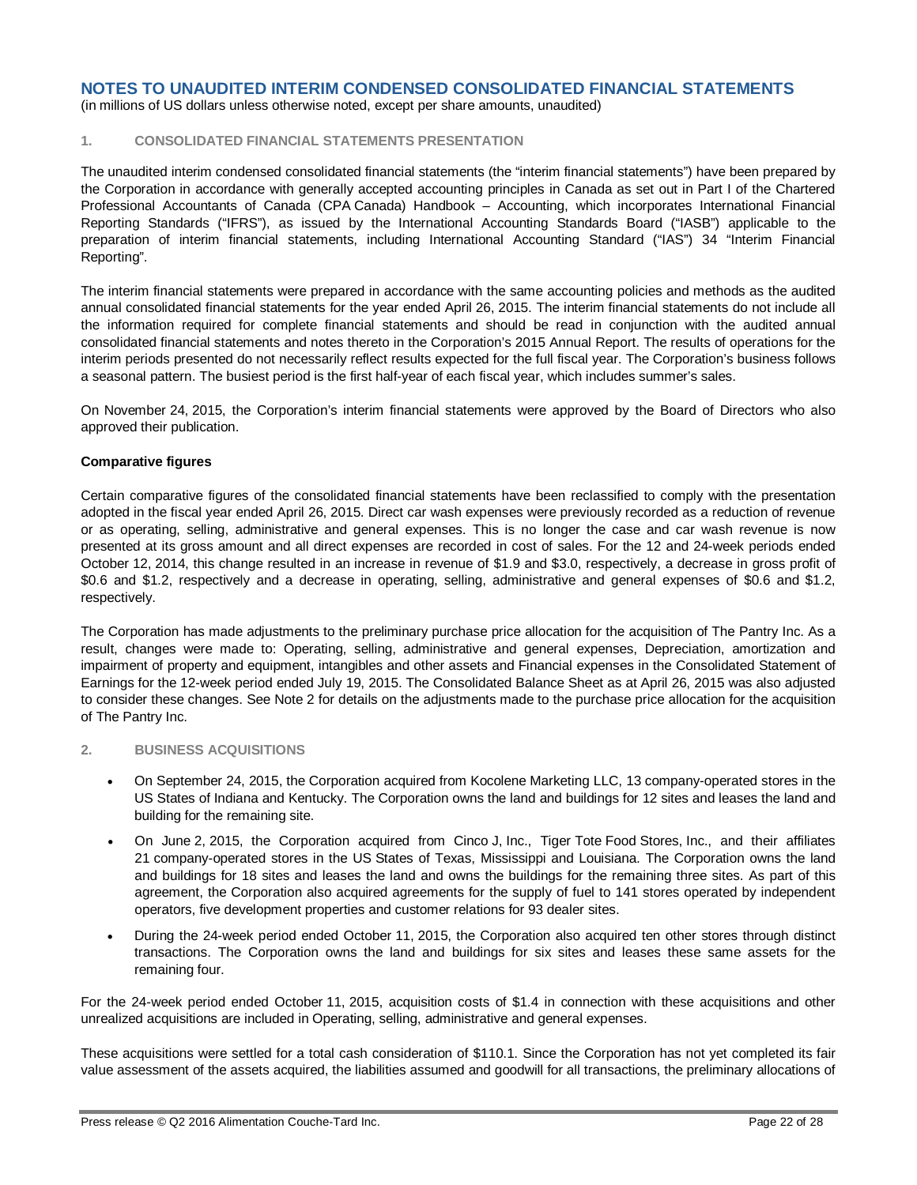# NOTES TO UNAUDITED INTERIM CONDENSED CONSOLIDATED FINANCIAL STATEMENTS

(in millions of US dollars unless otherwise noted, except per share amounts, unaudited)

## 1. CONSOLIDATED FINANCIAL STATEMENTS PRESENTATION

The unaudited interim condensed consolidated financial statements (the "interim financial statements") have been prepared by the Corporation in accordance with generally accepted accounting principles in Canada as set out in Part I of the Chartered Professional Accountants of Canada (CPA Canada) Handbook – Accounting, which incorporates International Financial Reporting Standards ("IFRS"), as issued by the International Accounting Standards Board ("IASB") applicable to the preparation of interim financial statements, including International Accounting Standard ("IAS") 34 "Interim Financial Reporting".

The interim financial statements were prepared in accordance with the same accounting policies and methods as the audited annual consolidated financial statements for the year ended April 26, 2015. The interim financial statements do not include all the information required for complete financial statements and should be read in conjunction with the audited annual consolidated financial statements and notes thereto in the Corporation's 2015 Annual Report. The results of operations for the interim periods presented do not necessarily reflect results expected for the full fiscal year. The Corporation's business follows a seasonal pattern. The busiest period is the first half-year of each fiscal year, which includes summer's sales.

On November 24, 2015, the Corporation's interim financial statements were approved by the Board of Directors who also approved their publication.

**Comparative figures**

Certain comparative figures of the consolidated financial statements have been reclassified to comply with the presentation adopted in the fiscal year ended April 26, 2015. Direct car wash expenses were previously recorded as a reduction of revenue or as operating, selling, administrative and general expenses. This is no longer the case and car wash revenue is now presented at its gross amount and all direct expenses are recorded in cost of sales. For the 12 and 24-week periods ended October 12, 2014, this change resulted in an increase in revenue of $1.9 and $3.0, respectively, a decrease in gross profit of $0.6 and $1.2, respectively and a decrease in operating, selling, administrative and general expenses of $0.6 and $1.2, respectively.

The Corporation has made adjustments to the preliminary purchase price allocation for the acquisition of The Pantry Inc. As a result, changes were made to: Operating, selling, administrative and general expenses, Depreciation, amortization and impairment of property and equipment, intangibles and other assets and Financial expenses in the Consolidated Statement of Earnings for the 12-week period ended July 19, 2015. The Consolidated Balance Sheet as at April 26, 2015 was also adjusted to consider these changes. See Note 2 for details on the adjustments made to the purchase price allocation for the acquisition of The Pantry Inc.

## 2. BUSINESS ACQUISITIONS

- On September 24, 2015, the Corporation acquired from Kocolene Marketing LLC, 13 company-operated stores in the US States of Indiana and Kentucky. The Corporation owns the land and buildings for 12 sites and leases the land and building for the remaining site.
- On June 2, 2015, the Corporation acquired from Cinco J, Inc., Tiger Tote Food Stores, Inc., and their affiliates 21 company-operated stores in the US States of Texas, Mississippi and Louisiana. The Corporation owns the land and buildings for 18 sites and leases the land and owns the buildings for the remaining three sites. As part of this agreement, the Corporation also acquired agreements for the supply of fuel to 141 stores operated by independent operators, five development properties and customer relations for 93 dealer sites.
- During the 24-week period ended October 11, 2015, the Corporation also acquired ten other stores through distinct transactions. The Corporation owns the land and buildings for six sites and leases these same assets for the remaining four.

For the 24-week period ended October 11, 2015, acquisition costs of $1.4 in connection with these acquisitions and other unrealized acquisitions are included in Operating, selling, administrative and general expenses.

These acquisitions were settled for a total cash consideration of $110.1. Since the Corporation has not yet completed its fair value assessment of the assets acquired, the liabilities assumed and goodwill for all transactions, the preliminary allocations of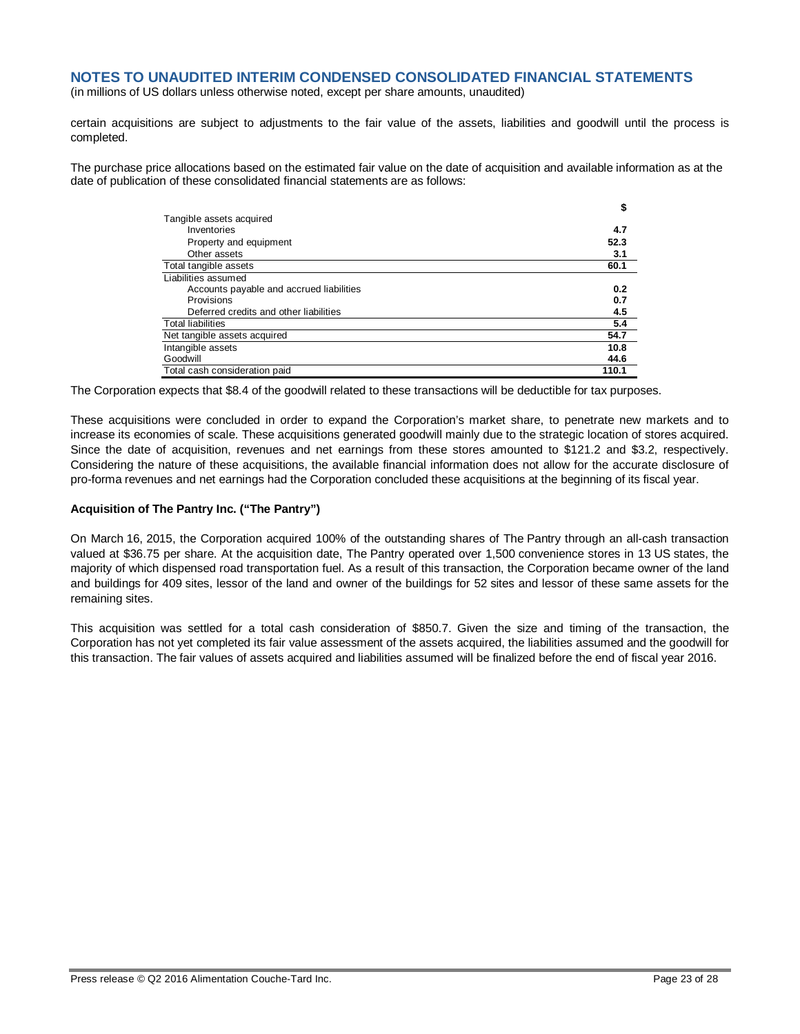## NOTES TO UNAUDITED INTERIM CONDENSED CONSOLIDATED FINANCIAL STATEMENTS

(in millions of US dollars unless otherwise noted, except per share amounts, unaudited)

certain acquisitions are subject to adjustments to the fair value of the assets, liabilities and goodwill until the process is completed.

The purchase price allocations based on the estimated fair value on the date of acquisition and available information as at the date of publication of these consolidated financial statements are as follows:

| | $ |
|---|---|
| Tangible assets acquired | |
| Inventories | **4.7** |
| Property and equipment | **52.3** |
| Other assets | **3.1** |
| Total tangible assets | **60.1** |
| Liabilities assumed | |
| Accounts payable and accrued liabilities | **0.2** |
| Provisions | **0.7** |
| Deferred credits and other liabilities | **4.5** |
| Total liabilities | **5.4** |
| Net tangible assets acquired | **54.7** |
| Intangible assets | **10.8** |
| Goodwill | **44.6** |
| Total cash consideration paid | **110.1** |

The Corporation expects that $8.4 of the goodwill related to these transactions will be deductible for tax purposes.

These acquisitions were concluded in order to expand the Corporation's market share, to penetrate new markets and to increase its economies of scale. These acquisitions generated goodwill mainly due to the strategic location of stores acquired. Since the date of acquisition, revenues and net earnings from these stores amounted to $121.2 and $3.2, respectively. Considering the nature of these acquisitions, the available financial information does not allow for the accurate disclosure of pro-forma revenues and net earnings had the Corporation concluded these acquisitions at the beginning of its fiscal year.

**Acquisition of The Pantry Inc. ("The Pantry")**

On March 16, 2015, the Corporation acquired 100% of the outstanding shares of The Pantry through an all-cash transaction valued at $36.75 per share. At the acquisition date, The Pantry operated over 1,500 convenience stores in 13 US states, the majority of which dispensed road transportation fuel. As a result of this transaction, the Corporation became owner of the land and buildings for 409 sites, lessor of the land and owner of the buildings for 52 sites and lessor of these same assets for the remaining sites.

This acquisition was settled for a total cash consideration of $850.7. Given the size and timing of the transaction, the Corporation has not yet completed its fair value assessment of the assets acquired, the liabilities assumed and the goodwill for this transaction. The fair values of assets acquired and liabilities assumed will be finalized before the end of fiscal year 2016.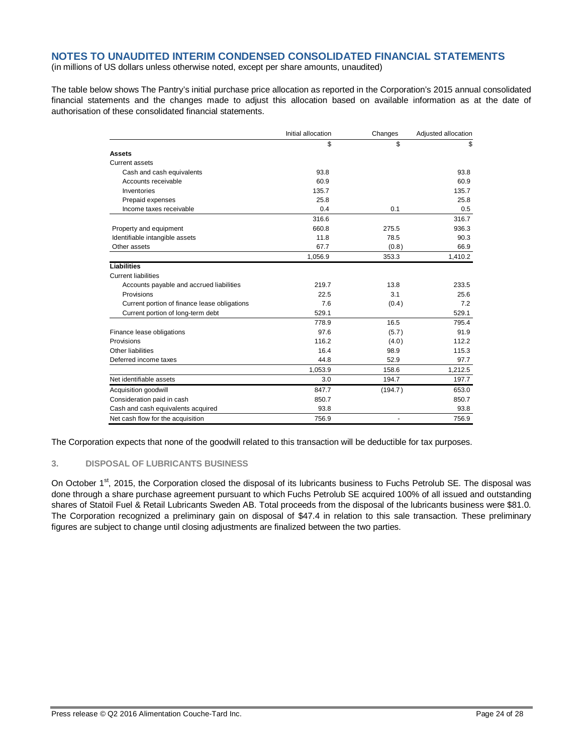## NOTES TO UNAUDITED INTERIM CONDENSED CONSOLIDATED FINANCIAL STATEMENTS

(in millions of US dollars unless otherwise noted, except per share amounts, unaudited)

The table below shows The Pantry's initial purchase price allocation as reported in the Corporation's 2015 annual consolidated financial statements and the changes made to adjust this allocation based on available information as at the date of authorisation of these consolidated financial statements.

| | Initial allocation | Changes | Adjusted allocation |
|---|---|---|---|
| | $ | $ | $ |
| **Assets** | | | |
| Current assets | | | |
| Cash and cash equivalents | 93.8 | | 93.8 |
| Accounts receivable | 60.9 | | 60.9 |
| Inventories | 135.7 | | 135.7 |
| Prepaid expenses | 25.8 | | 25.8 |
| Income taxes receivable | 0.4 | 0.1 | 0.5 |
| | 316.6 | | 316.7 |
| Property and equipment | 660.8 | 275.5 | 936.3 |
| Identifiable intangible assets | 11.8 | 78.5 | 90.3 |
| Other assets | 67.7 | (0.8) | 66.9 |
| | 1,056.9 | 353.3 | 1,410.2 |
| **Liabilities** | | | |
| Current liabilities | | | |
| Accounts payable and accrued liabilities | 219.7 | 13.8 | 233.5 |
| Provisions | 22.5 | 3.1 | 25.6 |
| Current portion of finance lease obligations | 7.6 | (0.4) | 7.2 |
| Current portion of long-term debt | 529.1 | | 529.1 |
| | 778.9 | 16.5 | 795.4 |
| Finance lease obligations | 97.6 | (5.7) | 91.9 |
| Provisions | 116.2 | (4.0) | 112.2 |
| Other liabilities | 16.4 | 98.9 | 115.3 |
| Deferred income taxes | 44.8 | 52.9 | 97.7 |
| | 1,053.9 | 158.6 | 1,212.5 |
| Net identifiable assets | 3.0 | 194.7 | 197.7 |
| Acquisition goodwill | 847.7 | (194.7) | 653.0 |
| Consideration paid in cash | 850.7 | | 850.7 |
| Cash and cash equivalents acquired | 93.8 | | 93.8 |
| Net cash flow for the acquisition | 756.9 | - | 756.9 |

The Corporation expects that none of the goodwill related to this transaction will be deductible for tax purposes.

### 3. DISPOSAL OF LUBRICANTS BUSINESS

On October 1st, 2015, the Corporation closed the disposal of its lubricants business to Fuchs Petrolub SE. The disposal was done through a share purchase agreement pursuant to which Fuchs Petrolub SE acquired 100% of all issued and outstanding shares of Statoil Fuel & Retail Lubricants Sweden AB. Total proceeds from the disposal of the lubricants business were $81.0. The Corporation recognized a preliminary gain on disposal of $47.4 in relation to this sale transaction. These preliminary figures are subject to change until closing adjustments are finalized between the two parties.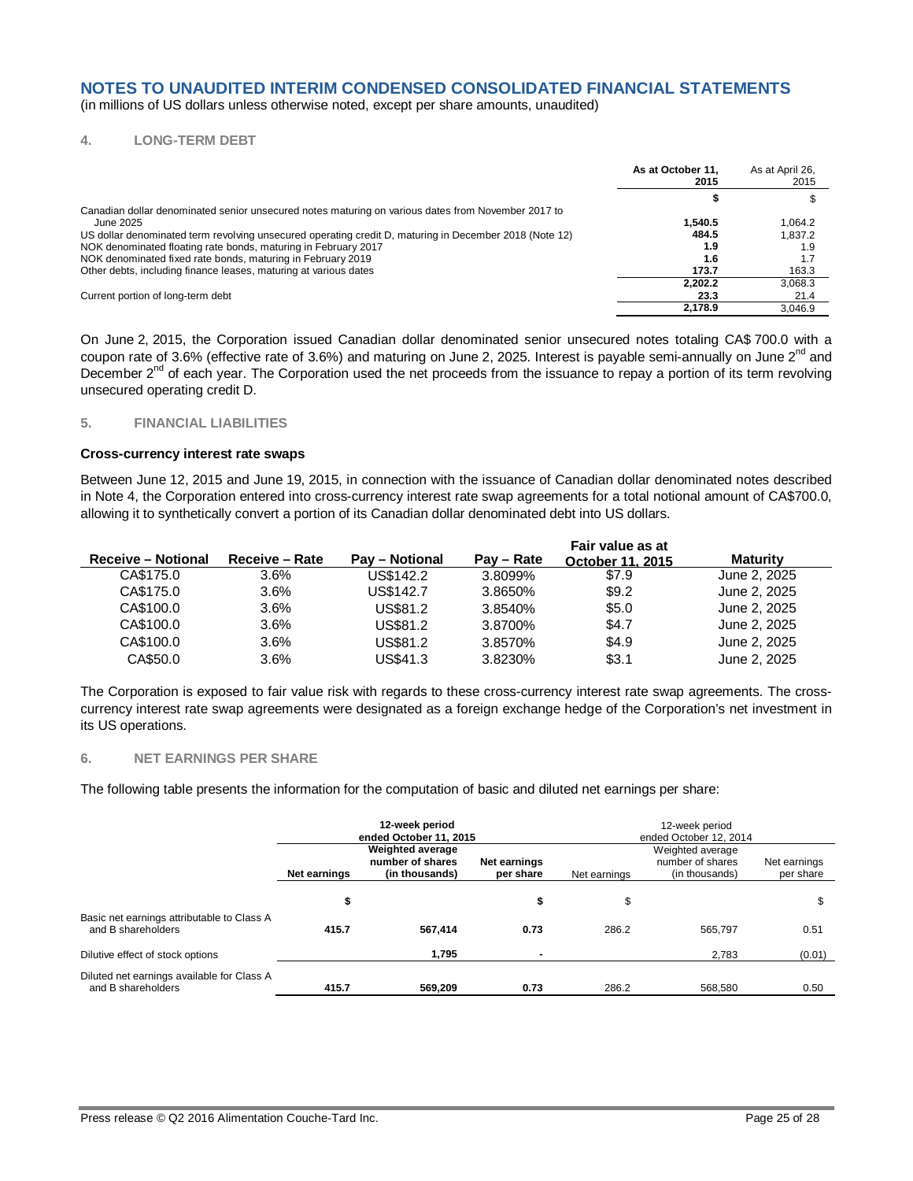# NOTES TO UNAUDITED INTERIM CONDENSED CONSOLIDATED FINANCIAL STATEMENTS

(in millions of US dollars unless otherwise noted, except per share amounts, unaudited)

## 4. LONG-TERM DEBT

| | As at October 11, 2015 | As at April 26, 2015 |
|---|---|---|
| | **$** | $ |
| Canadian dollar denominated senior unsecured notes maturing on various dates from November 2017 to June 2025 | **1,540.5** | 1,064.2 |
| US dollar denominated term revolving unsecured operating credit D, maturing in December 2018 (Note 12) | **484.5** | 1,837.2 |
| NOK denominated floating rate bonds, maturing in February 2017 | **1.9** | 1.9 |
| NOK denominated fixed rate bonds, maturing in February 2019 | **1.6** | 1.7 |
| Other debts, including finance leases, maturing at various dates | **173.7** | 163.3 |
| | **2,202.2** | 3,068.3 |
| Current portion of long-term debt | **23.3** | 21.4 |
| | **2,178.9** | 3,046.9 |

On June 2, 2015, the Corporation issued Canadian dollar denominated senior unsecured notes totaling CA$ 700.0 with a coupon rate of 3.6% (effective rate of 3.6%) and maturing on June 2, 2025. Interest is payable semi-annually on June 2nd and December 2nd of each year. The Corporation used the net proceeds from the issuance to repay a portion of its term revolving unsecured operating credit D.

## 5. FINANCIAL LIABILITIES

**Cross-currency interest rate swaps**

Between June 12, 2015 and June 19, 2015, in connection with the issuance of Canadian dollar denominated notes described in Note 4, the Corporation entered into cross-currency interest rate swap agreements for a total notional amount of CA$700.0, allowing it to synthetically convert a portion of its Canadian dollar denominated debt into US dollars.

| Receive – Notional | Receive – Rate | Pay – Notional | Pay – Rate | Fair value as at October 11, 2015 | Maturity |
|---|---|---|---|---|---|
| CA$175.0 | 3.6% | US$142.2 | 3.8099% | $7.9 | June 2, 2025 |
| CA$175.0 | 3.6% | US$142.7 | 3.8650% | $9.2 | June 2, 2025 |
| CA$100.0 | 3.6% | US$81.2 | 3.8540% | $5.0 | June 2, 2025 |
| CA$100.0 | 3.6% | US$81.2 | 3.8700% | $4.7 | June 2, 2025 |
| CA$100.0 | 3.6% | US$81.2 | 3.8570% | $4.9 | June 2, 2025 |
| CA$50.0 | 3.6% | US$41.3 | 3.8230% | $3.1 | June 2, 2025 |

The Corporation is exposed to fair value risk with regards to these cross-currency interest rate swap agreements. The cross-currency interest rate swap agreements were designated as a foreign exchange hedge of the Corporation's net investment in its US operations.

## 6. NET EARNINGS PER SHARE

The following table presents the information for the computation of basic and diluted net earnings per share:

| | **12-week period ended October 11, 2015** | | | 12-week period ended October 12, 2014 | | |
|---|---|---|---|---|---|---|
| | **Net earnings** | **Weighted average number of shares (in thousands)** | **Net earnings per share** | Net earnings | Weighted average number of shares (in thousands) | Net earnings per share |
| | **$** | | **$** | $ | | $ |
| Basic net earnings attributable to Class A and B shareholders | **415.7** | **567,414** | **0.73** | 286.2 | 565,797 | 0.51 |
| Dilutive effect of stock options | | **1,795** | **-** | | 2,783 | (0.01) |
| Diluted net earnings available for Class A and B shareholders | **415.7** | **569,209** | **0.73** | 286.2 | 568,580 | 0.50 |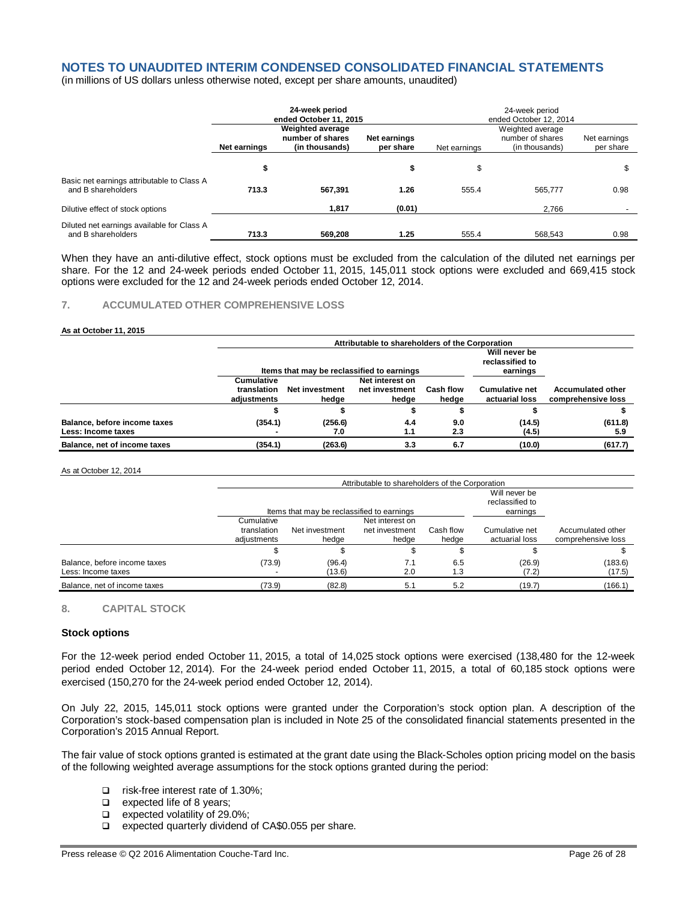# NOTES TO UNAUDITED INTERIM CONDENSED CONSOLIDATED FINANCIAL STATEMENTS

(in millions of US dollars unless otherwise noted, except per share amounts, unaudited)

| | 24-week period ended October 11, 2015 | | | 24-week period ended October 12, 2014 | | |
|---|---|---|---|---|---|---|
| | Net earnings | Weighted average number of shares (in thousands) | Net earnings per share | Net earnings | Weighted average number of shares (in thousands) | Net earnings per share |
| | $ | | $ | $ | | $ |
| Basic net earnings attributable to Class A and B shareholders | 713.3 | 567,391 | 1.26 | 555.4 | 565,777 | 0.98 |
| Dilutive effect of stock options | | 1,817 | (0.01) | | 2,766 | - |
| Diluted net earnings available for Class A and B shareholders | 713.3 | 569,208 | 1.25 | 555.4 | 568,543 | 0.98 |

When they have an anti-dilutive effect, stock options must be excluded from the calculation of the diluted net earnings per share. For the 12 and 24-week periods ended October 11, 2015, 145,011 stock options were excluded and 669,415 stock options were excluded for the 12 and 24-week periods ended October 12, 2014.

## 7. ACCUMULATED OTHER COMPREHENSIVE LOSS

**As at October 11, 2015**

| | Attributable to shareholders of the Corporation | | | | | |
|---|---|---|---|---|---|---|
| | Items that may be reclassified to earnings | | | | Will never be reclassified to earnings | |
| | Cumulative translation adjustments | Net investment hedge | Net interest on net investment hedge | Cash flow hedge | Cumulative net actuarial loss | Accumulated other comprehensive loss |
| | $ | $ | $ | $ | $ | $ |
| **Balance, before income taxes** | (354.1) | (256.6) | 4.4 | 9.0 | (14.5) | (611.8) |
| **Less: Income taxes** | - | 7.0 | 1.1 | 2.3 | (4.5) | 5.9 |
| **Balance, net of income taxes** | (354.1) | (263.6) | 3.3 | 6.7 | (10.0) | (617.7) |

As at October 12, 2014

| | Attributable to shareholders of the Corporation | | | | | |
|---|---|---|---|---|---|---|
| | Items that may be reclassified to earnings | | | | Will never be reclassified to earnings | |
| | Cumulative translation adjustments | Net investment hedge | Net interest on net investment hedge | Cash flow hedge | Cumulative net actuarial loss | Accumulated other comprehensive loss |
| | $ | $ | $ | $ | $ | $ |
| Balance, before income taxes | (73.9) | (96.4) | 7.1 | 6.5 | (26.9) | (183.6) |
| Less: Income taxes | - | (13.6) | 2.0 | 1.3 | (7.2) | (17.5) |
| Balance, net of income taxes | (73.9) | (82.8) | 5.1 | 5.2 | (19.7) | (166.1) |

## 8. CAPITAL STOCK

### Stock options

For the 12-week period ended October 11, 2015, a total of 14,025 stock options were exercised (138,480 for the 12-week period ended October 12, 2014). For the 24-week period ended October 11, 2015, a total of 60,185 stock options were exercised (150,270 for the 24-week period ended October 12, 2014).

On July 22, 2015, 145,011 stock options were granted under the Corporation's stock option plan. A description of the Corporation's stock-based compensation plan is included in Note 25 of the consolidated financial statements presented in the Corporation's 2015 Annual Report.

The fair value of stock options granted is estimated at the grant date using the Black-Scholes option pricing model on the basis of the following weighted average assumptions for the stock options granted during the period:

- risk-free interest rate of 1.30%;
- expected life of 8 years;
- expected volatility of 29.0%;
- expected quarterly dividend of CA$0.055 per share.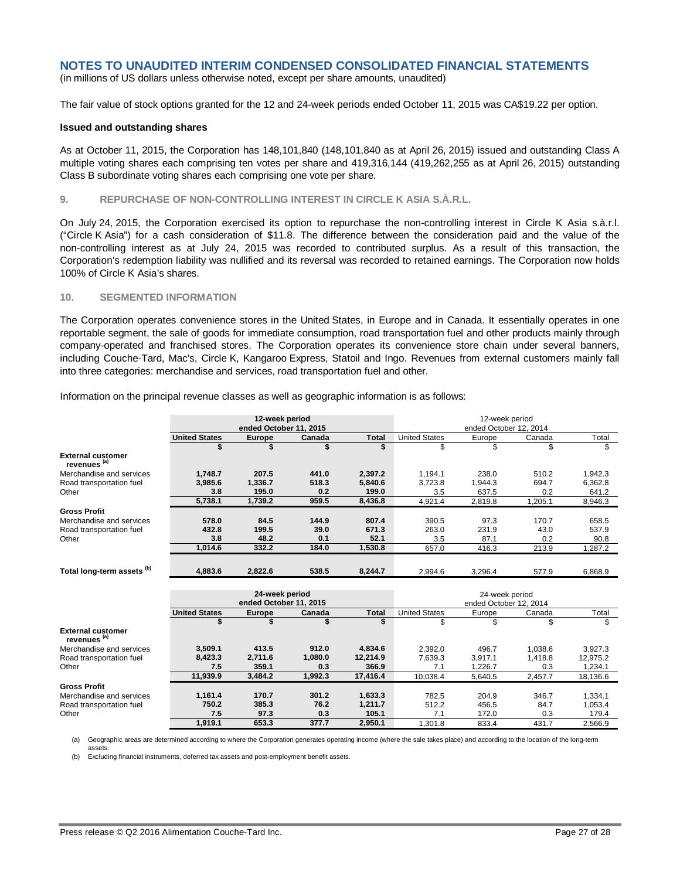## NOTES TO UNAUDITED INTERIM CONDENSED CONSOLIDATED FINANCIAL STATEMENTS

(in millions of US dollars unless otherwise noted, except per share amounts, unaudited)

The fair value of stock options granted for the 12 and 24-week periods ended October 11, 2015 was CA$19.22 per option.

**Issued and outstanding shares**

As at October 11, 2015, the Corporation has 148,101,840 (148,101,840 as at April 26, 2015) issued and outstanding Class A multiple voting shares each comprising ten votes per share and 419,316,144 (419,262,255 as at April 26, 2015) outstanding Class B subordinate voting shares each comprising one vote per share.

### 9. REPURCHASE OF NON-CONTROLLING INTEREST IN CIRCLE K ASIA S.À.R.L.

On July 24, 2015, the Corporation exercised its option to repurchase the non-controlling interest in Circle K Asia s.à.r.l. ("Circle K Asia") for a cash consideration of $11.8. The difference between the consideration paid and the value of the non-controlling interest as at July 24, 2015 was recorded to contributed surplus. As a result of this transaction, the Corporation's redemption liability was nullified and its reversal was recorded to retained earnings. The Corporation now holds 100% of Circle K Asia's shares.

### 10. SEGMENTED INFORMATION

The Corporation operates convenience stores in the United States, in Europe and in Canada. It essentially operates in one reportable segment, the sale of goods for immediate consumption, road transportation fuel and other products mainly through company-operated and franchised stores. The Corporation operates its convenience store chain under several banners, including Couche-Tard, Mac's, Circle K, Kangaroo Express, Statoil and Ingo. Revenues from external customers mainly fall into three categories: merchandise and services, road transportation fuel and other.

Information on the principal revenue classes as well as geographic information is as follows:

| | 12-week period ended October 11, 2015 | | | | 12-week period ended October 12, 2014 | | | |
|---|---|---|---|---|---|---|---|---|
| | **United States** | **Europe** | **Canada** | **Total** | United States | Europe | Canada | Total |
| | **$** | **$** | **$** | **$** | $ | $ | $ | $ |
| **External customer revenues [(a)]** | | | | | | | | |
| Merchandise and services | **1,748.7** | **207.5** | **441.0** | **2,397.2** | 1,194.1 | 238.0 | 510.2 | 1,942.3 |
| Road transportation fuel | **3,985.6** | **1,336.7** | **518.3** | **5,840.6** | 3,723.8 | 1,944.3 | 694.7 | 6,362.8 |
| Other | **3.8** | **195.0** | **0.2** | **199.0** | 3.5 | 637.5 | 0.2 | 641.2 |
| | **5,738.1** | **1,739.2** | **959.5** | **8,436.8** | 4,921.4 | 2,819.8 | 1,205.1 | 8,946.3 |
| **Gross Profit** | | | | | | | | |
| Merchandise and services | **578.0** | **84.5** | **144.9** | **807.4** | 390.5 | 97.3 | 170.7 | 658.5 |
| Road transportation fuel | **432.8** | **199.5** | **39.0** | **671.3** | 263.0 | 231.9 | 43.0 | 537.9 |
| Other | **3.8** | **48.2** | **0.1** | **52.1** | 3.5 | 87.1 | 0.2 | 90.8 |
| | **1,014.6** | **332.2** | **184.0** | **1,530.8** | 657.0 | 416.3 | 213.9 | 1,287.2 |
| **Total long-term assets [(b)]** | **4,883.6** | **2,822.6** | **538.5** | **8,244.7** | 2,994.6 | 3,296.4 | 577.9 | 6,868.9 |

| | 24-week period ended October 11, 2015 | | | | 24-week period ended October 12, 2014 | | | |
|---|---|---|---|---|---|---|---|---|
| | **United States** | **Europe** | **Canada** | **Total** | United States | Europe | Canada | Total |
| | **$** | **$** | **$** | **$** | $ | $ | $ | $ |
| **External customer revenues [(a)]** | | | | | | | | |
| Merchandise and services | **3,509.1** | **413.5** | **912.0** | **4,834.6** | 2,392.0 | 496.7 | 1,038.6 | 3,927.3 |
| Road transportation fuel | **8,423.3** | **2,711.6** | **1,080.0** | **12,214.9** | 7,639.3 | 3,917.1 | 1,418.8 | 12,975.2 |
| Other | **7.5** | **359.1** | **0.3** | **366.9** | 7.1 | 1,226.7 | 0.3 | 1,234.1 |
| | **11,939.9** | **3,484.2** | **1,992.3** | **17,416.4** | 10,038.4 | 5,640.5 | 2,457.7 | 18,136.6 |
| **Gross Profit** | | | | | | | | |
| Merchandise and services | **1,161.4** | **170.7** | **301.2** | **1,633.3** | 782.5 | 204.9 | 346.7 | 1,334.1 |
| Road transportation fuel | **750.2** | **385.3** | **76.2** | **1,211.7** | 512.2 | 456.5 | 84.7 | 1,053.4 |
| Other | **7.5** | **97.3** | **0.3** | **105.1** | 7.1 | 172.0 | 0.3 | 179.4 |
| | **1,919.1** | **653.3** | **377.7** | **2,950.1** | 1,301.8 | 833.4 | 431.7 | 2,566.9 |

(a) Geographic areas are determined according to where the Corporation generates operating income (where the sale takes place) and according to the location of the long-term assets.

(b) Excluding financial instruments, deferred tax assets and post-employment benefit assets.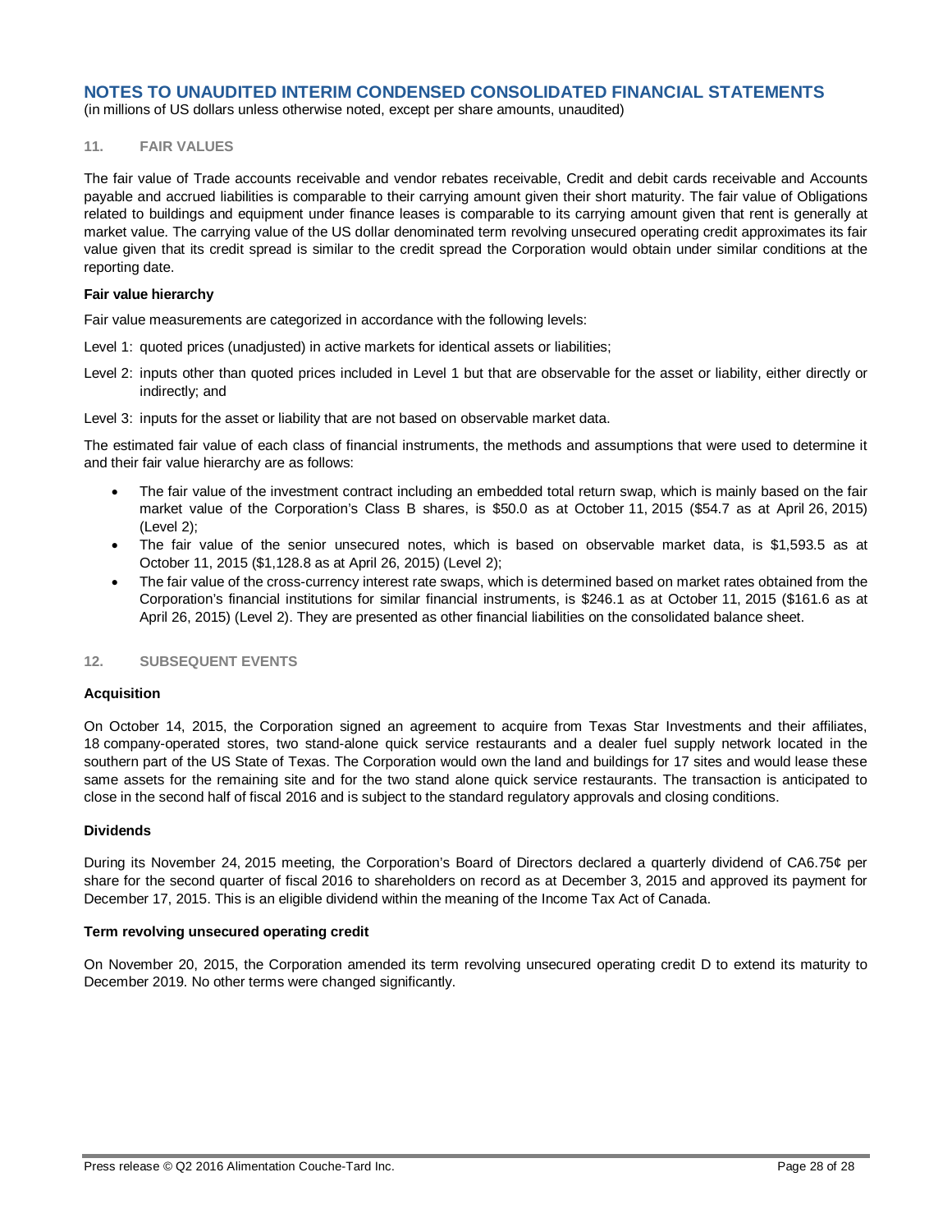## NOTES TO UNAUDITED INTERIM CONDENSED CONSOLIDATED FINANCIAL STATEMENTS

(in millions of US dollars unless otherwise noted, except per share amounts, unaudited)

### 11. FAIR VALUES

The fair value of Trade accounts receivable and vendor rebates receivable, Credit and debit cards receivable and Accounts payable and accrued liabilities is comparable to their carrying amount given their short maturity. The fair value of Obligations related to buildings and equipment under finance leases is comparable to its carrying amount given that rent is generally at market value. The carrying value of the US dollar denominated term revolving unsecured operating credit approximates its fair value given that its credit spread is similar to the credit spread the Corporation would obtain under similar conditions at the reporting date.

**Fair value hierarchy**

Fair value measurements are categorized in accordance with the following levels:

Level 1: quoted prices (unadjusted) in active markets for identical assets or liabilities;

Level 2: inputs other than quoted prices included in Level 1 but that are observable for the asset or liability, either directly or indirectly; and

Level 3: inputs for the asset or liability that are not based on observable market data.

The estimated fair value of each class of financial instruments, the methods and assumptions that were used to determine it and their fair value hierarchy are as follows:

- The fair value of the investment contract including an embedded total return swap, which is mainly based on the fair market value of the Corporation's Class B shares, is $50.0 as at October 11, 2015 ($54.7 as at April 26, 2015) (Level 2);
- The fair value of the senior unsecured notes, which is based on observable market data, is $1,593.5 as at October 11, 2015 ($1,128.8 as at April 26, 2015) (Level 2);
- The fair value of the cross-currency interest rate swaps, which is determined based on market rates obtained from the Corporation's financial institutions for similar financial instruments, is $246.1 as at October 11, 2015 ($161.6 as at April 26, 2015) (Level 2). They are presented as other financial liabilities on the consolidated balance sheet.

### 12. SUBSEQUENT EVENTS

**Acquisition**

On October 14, 2015, the Corporation signed an agreement to acquire from Texas Star Investments and their affiliates, 18 company-operated stores, two stand-alone quick service restaurants and a dealer fuel supply network located in the southern part of the US State of Texas. The Corporation would own the land and buildings for 17 sites and would lease these same assets for the remaining site and for the two stand alone quick service restaurants. The transaction is anticipated to close in the second half of fiscal 2016 and is subject to the standard regulatory approvals and closing conditions.

**Dividends**

During its November 24, 2015 meeting, the Corporation's Board of Directors declared a quarterly dividend of CA6.75¢ per share for the second quarter of fiscal 2016 to shareholders on record as at December 3, 2015 and approved its payment for December 17, 2015. This is an eligible dividend within the meaning of the Income Tax Act of Canada.

**Term revolving unsecured operating credit**

On November 20, 2015, the Corporation amended its term revolving unsecured operating credit D to extend its maturity to December 2019. No other terms were changed significantly.